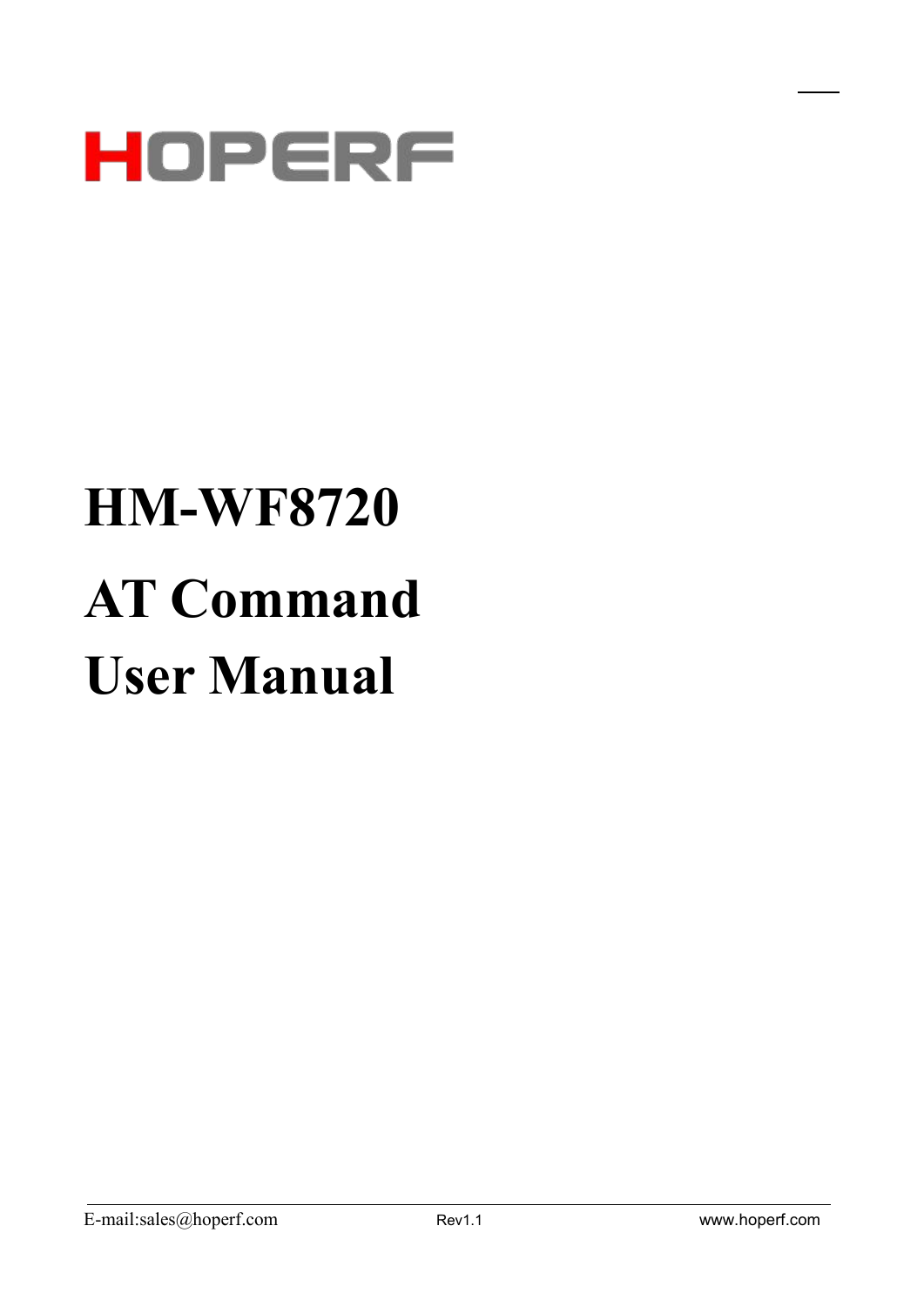HOPERF

# HM-WF8720

# AT Command

# User Manual

E-mail:sales@hoperf.com Rev1.1 www.hoperf.com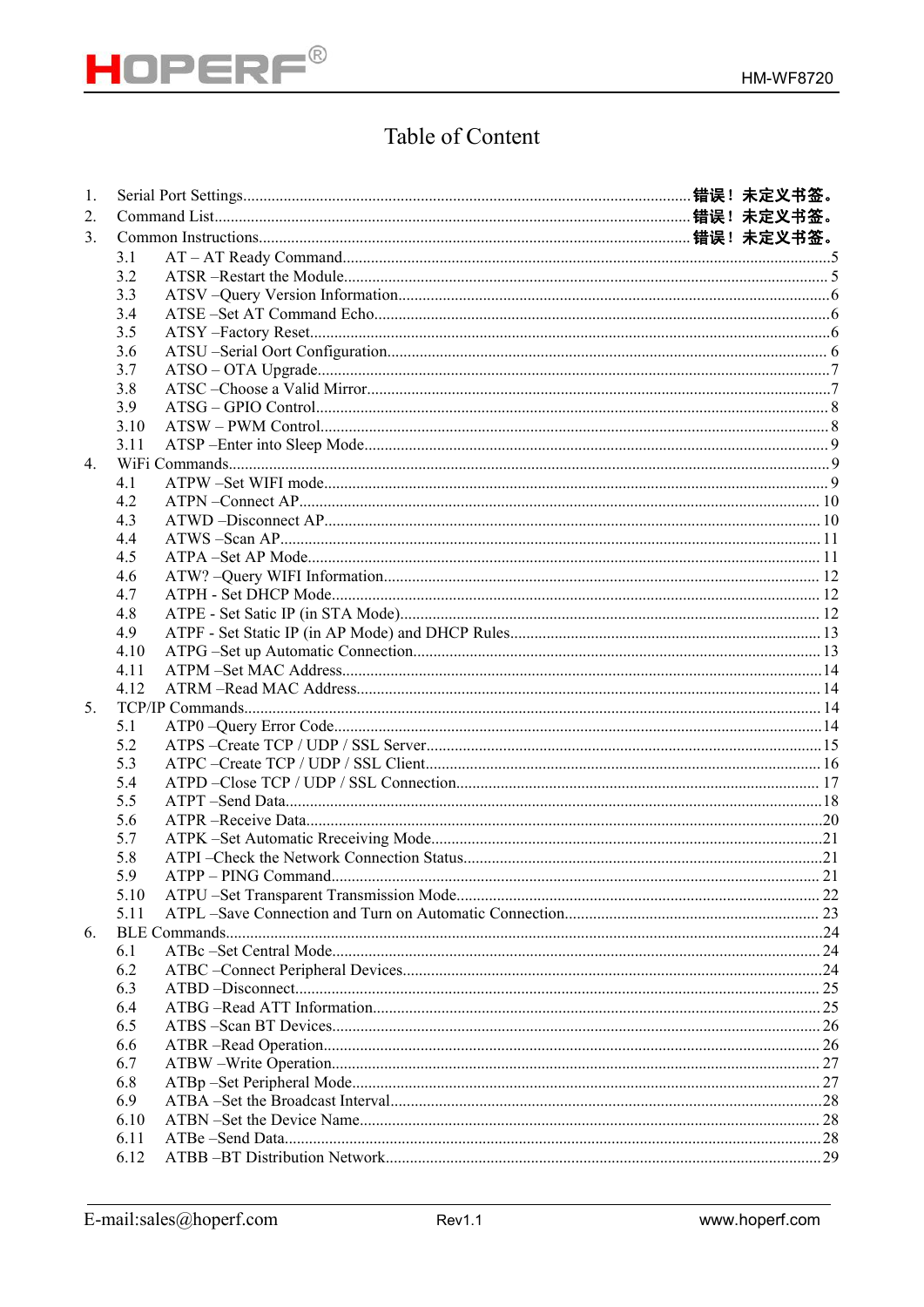# Table of Content

1. Serial Port Settings.......................................................................错误！未定义书签。
2. Command List...............................................................................错误！未定义书签。
3. Common Instructions.....................................................................错误！未定义书签。
   - 3.1 AT – AT Ready Command.......................................................5
   - 3.2 ATSR –Restart the Module.......................................................5
   - 3.3 ATSV –Query Version Information...........................................6
   - 3.4 ATSE –Set AT Command Echo.................................................6
   - 3.5 ATSY –Factory Reset...............................................................6
   - 3.6 ATSU –Serial Oort Configuration.............................................6
   - 3.7 ATSO – OTA Upgrade...............................................................7
   - 3.8 ATSC –Choose a Valid Mirror...................................................7
   - 3.9 ATSG – GPIO Control...............................................................8
   - 3.10 ATSW – PWM Control.............................................................8
   - 3.11 ATSP –Enter into Sleep Mode..................................................9
4. WiFi Commands.................................................................................9
   - 4.1 ATPW –Set WIFI mode.............................................................9
   - 4.2 ATPN –Connect AP.................................................................10
   - 4.3 ATWD –Disconnect AP.............................................................10
   - 4.4 ATWS –Scan AP.......................................................................11
   - 4.5 ATPA –Set AP Mode.................................................................11
   - 4.6 ATW? –Query WIFI Information................................................12
   - 4.7 ATPH - Set DHCP Mode...........................................................12
   - 4.8 ATPE - Set Satic IP (in STA Mode)...........................................12
   - 4.9 ATPF - Set Static IP (in AP Mode) and DHCP Rules.................13
   - 4.10 ATPG –Set up Automatic Connection.......................................13
   - 4.11 ATPM –Set MAC Address.......................................................14
   - 4.12 ATRM –Read MAC Address.....................................................14
5. TCP/IP Commands............................................................................14
   - 5.1 ATP0 –Query Error Code..........................................................14
   - 5.2 ATPS –Create TCP / UDP / SSL Server....................................15
   - 5.3 ATPC –Create TCP / UDP / SSL Client.....................................16
   - 5.4 ATPD –Close TCP / UDP / SSL Connection..............................17
   - 5.5 ATPT –Send Data.....................................................................18
   - 5.6 ATPR –Receive Data................................................................20
   - 5.7 ATPK –Set Automatic Rreceiving Mode...................................21
   - 5.8 ATPI –Check the Network Connection Status...........................21
   - 5.9 ATPP – PING Command...........................................................21
   - 5.10 ATPU –Set Transparent Transmission Mode............................22
   - 5.11 ATPL –Save Connection and Turn on Automatic Connection....23
6. BLE Commands................................................................................24
   - 6.1 ATBc –Set Central Mode...........................................................24
   - 6.2 ATBC –Connect Peripheral Devices..........................................24
   - 6.3 ATBD –Disconnect....................................................................25
   - 6.4 ATBG –Read ATT Information..................................................25
   - 6.5 ATBS –Scan BT Devices...........................................................26
   - 6.6 ATBR –Read Operation.............................................................26
   - 6.7 ATBW –Write Operation............................................................27
   - 6.8 ATBp –Set Peripheral Mode......................................................27
   - 6.9 ATBA –Set the Broadcast Interval..............................................28
   - 6.10 ATBN –Set the Device Name...................................................28
   - 6.11 ATBe –Send Data....................................................................28
   - 6.12 ATBB –BT Distribution Network..............................................29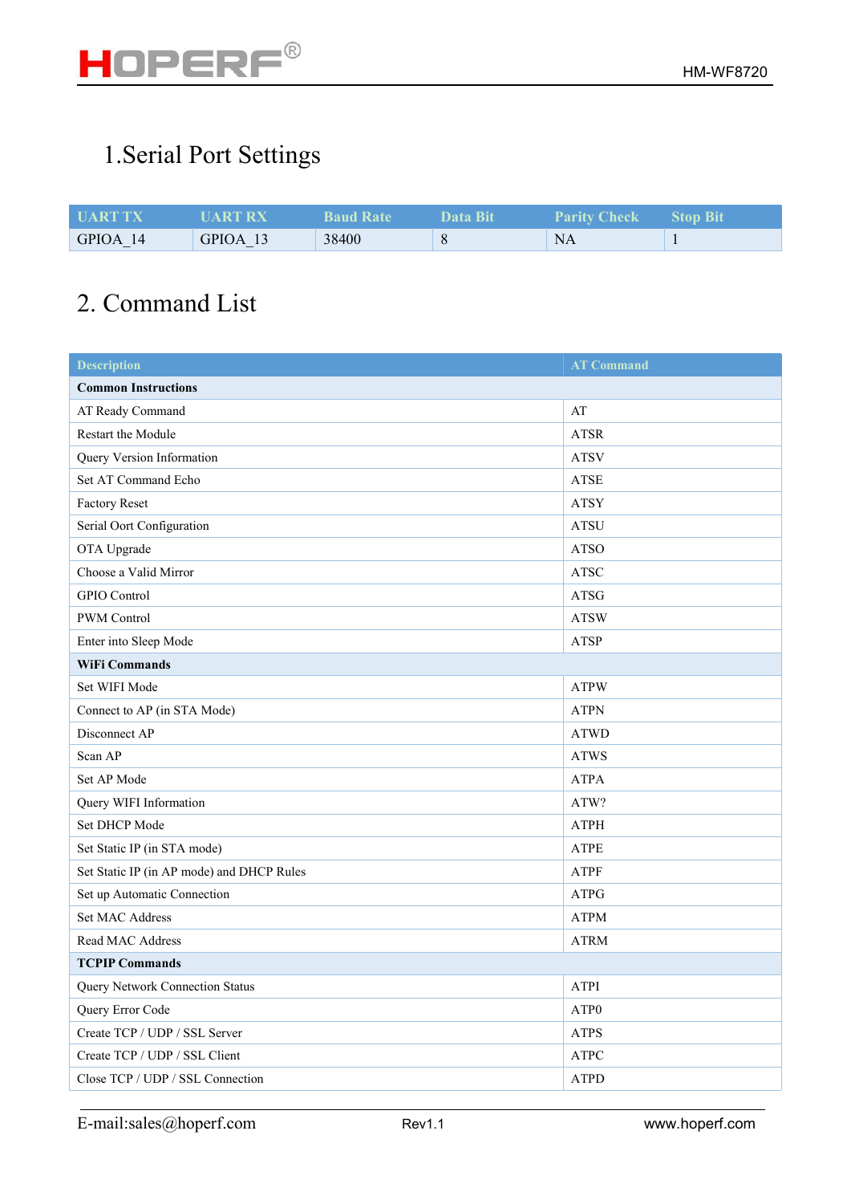# 1.Serial Port Settings

| UART TX | UART RX | Baud Rate | Data Bit | Parity Check | Stop Bit |
|---|---|---|---|---|---|
| GPIOA_14 | GPIOA_13 | 38400 | 8 | NA | 1 |

# 2. Command List

| Description | AT Command |
|---|---|
| **Common Instructions** | |
| AT Ready Command | AT |
| Restart the Module | ATSR |
| Query Version Information | ATSV |
| Set AT Command Echo | ATSE |
| Factory Reset | ATSY |
| Serial Oort Configuration | ATSU |
| OTA Upgrade | ATSO |
| Choose a Valid Mirror | ATSC |
| GPIO Control | ATSG |
| PWM Control | ATSW |
| Enter into Sleep Mode | ATSP |
| **WiFi Commands** | |
| Set WIFI Mode | ATPW |
| Connect to AP (in STA Mode) | ATPN |
| Disconnect AP | ATWD |
| Scan AP | ATWS |
| Set AP Mode | ATPA |
| Query WIFI Information | ATW? |
| Set DHCP Mode | ATPH |
| Set Static IP (in STA mode) | ATPE |
| Set Static IP (in AP mode) and DHCP Rules | ATPF |
| Set up Automatic Connection | ATPG |
| Set MAC Address | ATPM |
| Read MAC Address | ATRM |
| **TCPIP Commands** | |
| Query Network Connection Status | ATPI |
| Query Error Code | ATP0 |
| Create TCP / UDP / SSL Server | ATPS |
| Create TCP / UDP / SSL Client | ATPC |
| Close TCP / UDP / SSL Connection | ATPD |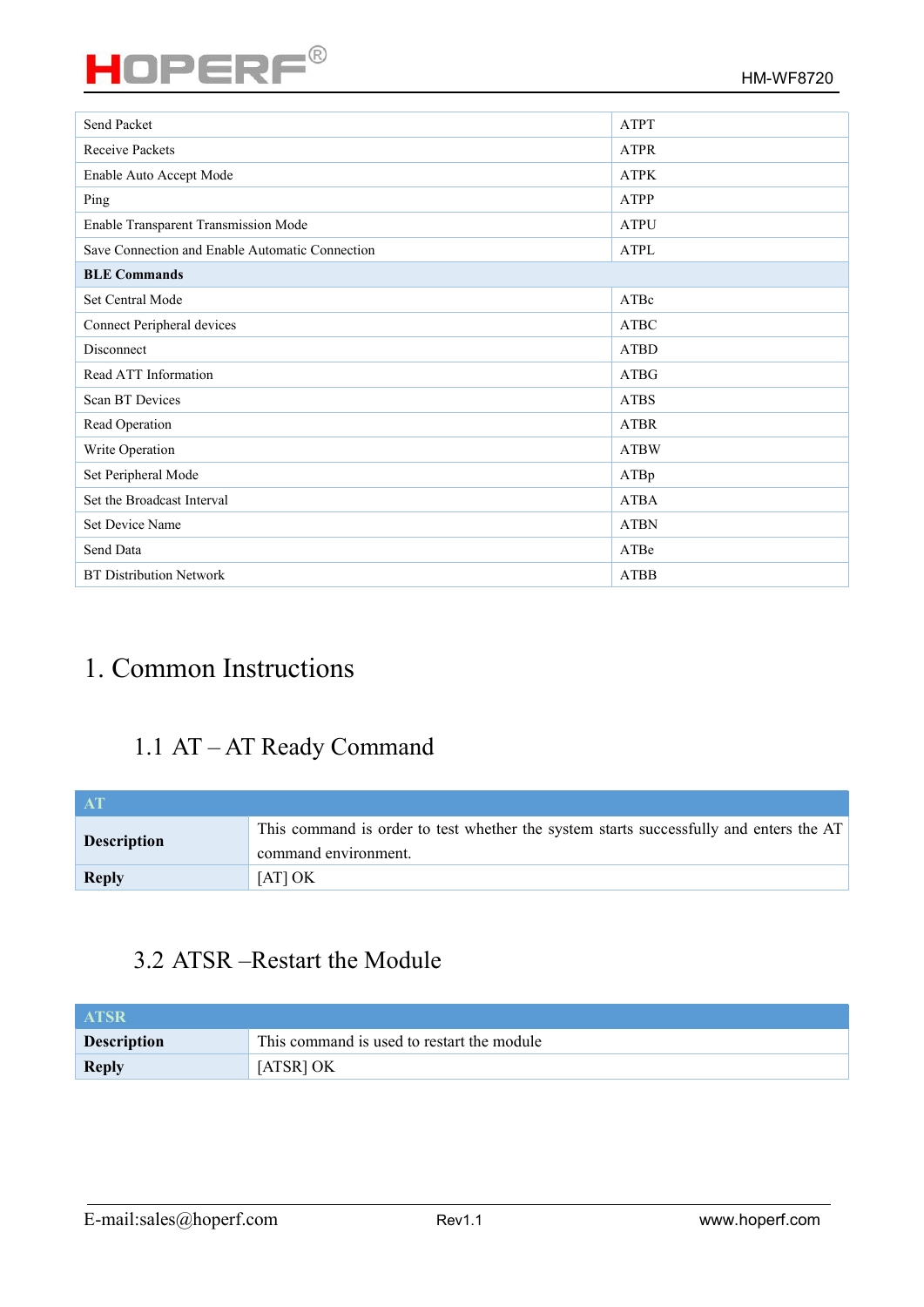| | |
|---|---|
| Send Packet | ATPT |
| Receive Packets | ATPR |
| Enable Auto Accept Mode | ATPK |
| Ping | ATPP |
| Enable Transparent Transmission Mode | ATPU |
| Save Connection and Enable Automatic Connection | ATPL |
| **BLE Commands** | |
| Set Central Mode | ATBc |
| Connect Peripheral devices | ATBC |
| Disconnect | ATBD |
| Read ATT Information | ATBG |
| Scan BT Devices | ATBS |
| Read Operation | ATBR |
| Write Operation | ATBW |
| Set Peripheral Mode | ATBp |
| Set the Broadcast Interval | ATBA |
| Set Device Name | ATBN |
| Send Data | ATBe |
| BT Distribution Network | ATBB |

# 1. Common Instructions

## 1.1 AT – AT Ready Command

| AT | |
|---|---|
| **Description** | This command is order to test whether the system starts successfully and enters the AT command environment. |
| **Reply** | [AT] OK |

## 3.2 ATSR –Restart the Module

| ATSR | |
|---|---|
| **Description** | This command is used to restart the module |
| **Reply** | [ATSR] OK |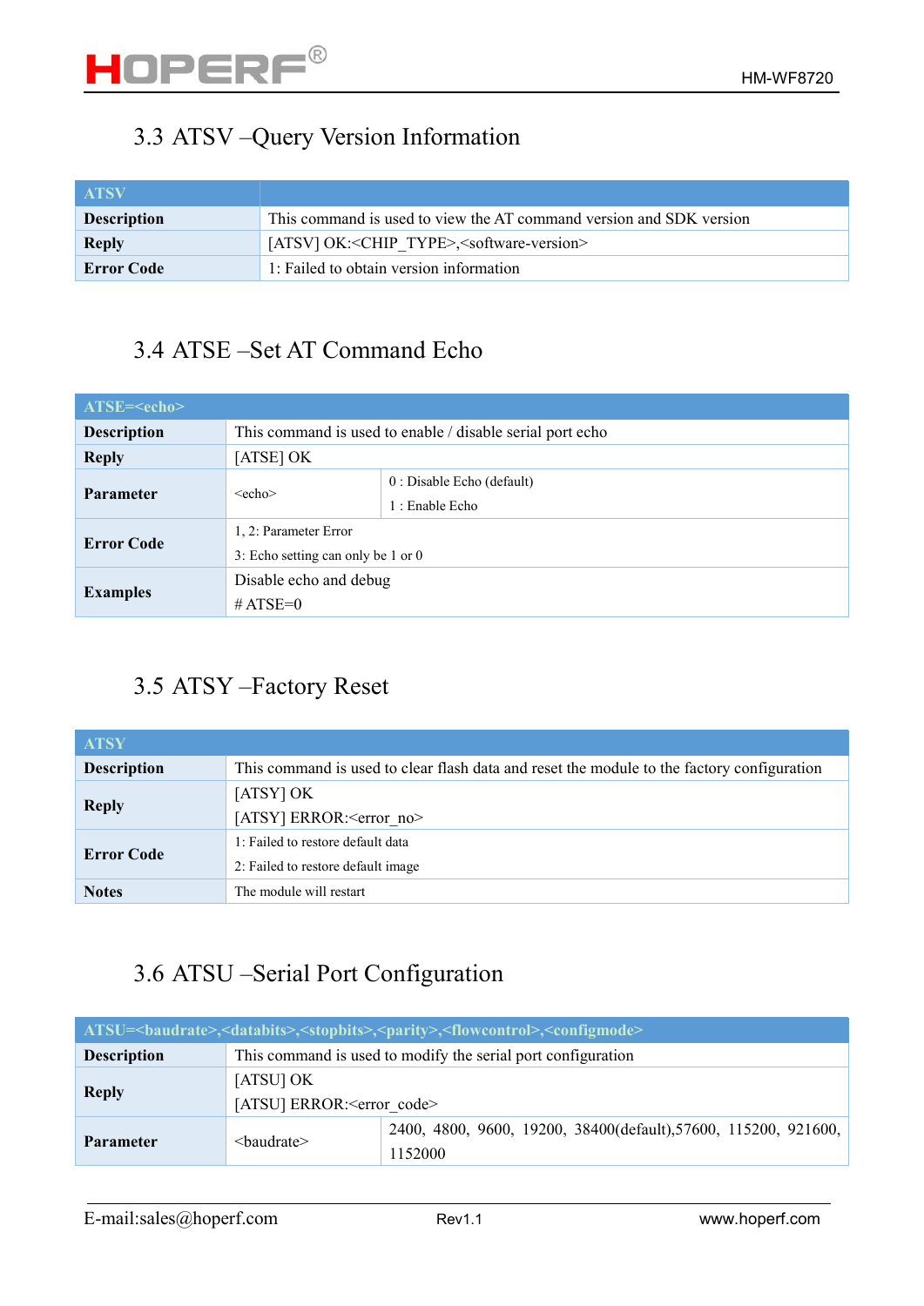## 3.3 ATSV –Query Version Information

| ATSV | |
|---|---|
| **Description** | This command is used to view the AT command version and SDK version |
| **Reply** | [ATSV] OK:<CHIP_TYPE>,<software-version> |
| **Error Code** | 1: Failed to obtain version information |

## 3.4 ATSE –Set AT Command Echo

| ATSE=<echo> | | |
|---|---|---|
| **Description** | This command is used to enable / disable serial port echo | |
| **Reply** | [ATSE] OK | |
| **Parameter** | <echo> | 0 : Disable Echo (default)<br>1 : Enable Echo |
| **Error Code** | 1, 2: Parameter Error<br>3: Echo setting can only be 1 or 0 | |
| **Examples** | Disable echo and debug<br># ATSE=0 | |

## 3.5 ATSY –Factory Reset

| ATSY | |
|---|---|
| **Description** | This command is used to clear flash data and reset the module to the factory configuration |
| **Reply** | [ATSY] OK<br>[ATSY] ERROR:<error_no> |
| **Error Code** | 1: Failed to restore default data<br>2: Failed to restore default image |
| **Notes** | The module will restart |

## 3.6 ATSU –Serial Port Configuration

| ATSU=<baudrate>,<databits>,<stopbits>,<parity>,<flowcontrol>,<configmode> | | |
|---|---|---|
| **Description** | This command is used to modify the serial port configuration | |
| **Reply** | [ATSU] OK<br>[ATSU] ERROR:<error_code> | |
| **Parameter** | <baudrate> | 2400, 4800, 9600, 19200, 38400(default),57600, 115200, 921600, 1152000 |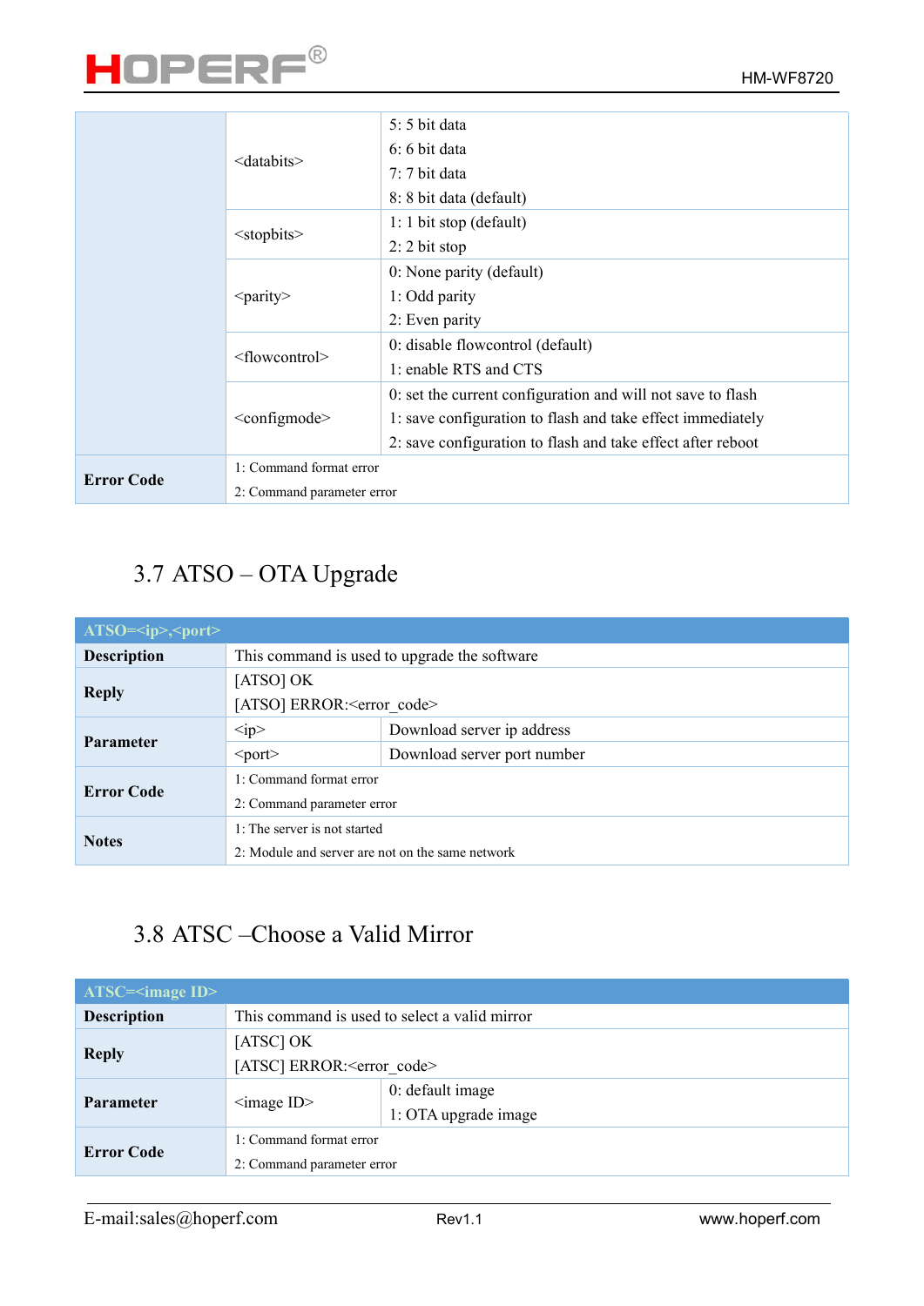| | | |
|---|---|---|
| | <databits> | 5: 5 bit data<br>6: 6 bit data<br>7: 7 bit data<br>8: 8 bit data (default) |
| | <stopbits> | 1: 1 bit stop (default)<br>2: 2 bit stop |
| | <parity> | 0: None parity (default)<br>1: Odd parity<br>2: Even parity |
| | <flowcontrol> | 0: disable flowcontrol (default)<br>1: enable RTS and CTS |
| | <configmode> | 0: set the current configuration and will not save to flash<br>1: save configuration to flash and take effect immediately<br>2: save configuration to flash and take effect after reboot |
| **Error Code** | 1: Command format error<br>2: Command parameter error | |

## 3.7 ATSO – OTA Upgrade

| ATSO=<ip>,<port> | | |
|---|---|---|
| **Description** | This command is used to upgrade the software | |
| **Reply** | [ATSO] OK<br>[ATSO] ERROR:<error_code> | |
| **Parameter** | <ip> | Download server ip address |
| | <port> | Download server port number |
| **Error Code** | 1: Command format error<br>2: Command parameter error | |
| **Notes** | 1: The server is not started<br>2: Module and server are not on the same network | |

## 3.8 ATSC –Choose a Valid Mirror

| ATSC=<image ID> | | |
|---|---|---|
| **Description** | This command is used to select a valid mirror | |
| **Reply** | [ATSC] OK<br>[ATSC] ERROR:<error_code> | |
| **Parameter** | <image ID> | 0: default image<br>1: OTA upgrade image |
| **Error Code** | 1: Command format error<br>2: Command parameter error | |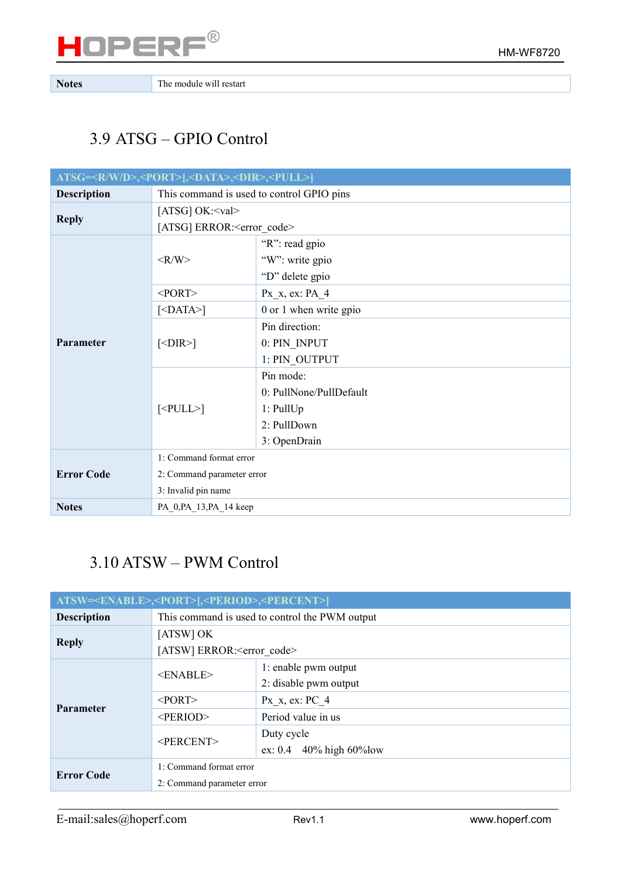| Notes | The module will restart |
|---|---|

## 3.9 ATSG – GPIO Control

| ATSG=<R/W/D>,<PORT>[,<DATA>,<DIR>,<PULL>] | | |
|---|---|---|
| **Description** | This command is used to control GPIO pins | |
| **Reply** | [ATSG] OK:<val><br>[ATSG] ERROR:<error_code> | |
| **Parameter** | <R/W> | "R": read gpio<br>"W": write gpio<br>"D" delete gpio |
| | <PORT> | Px_x, ex: PA_4 |
| | [<DATA>] | 0 or 1 when write gpio |
| | [<DIR>] | Pin direction:<br>0: PIN_INPUT<br>1: PIN_OUTPUT |
| | [<PULL>] | Pin mode:<br>0: PullNone/PullDefault<br>1: PullUp<br>2: PullDown<br>3: OpenDrain |
| **Error Code** | 1: Command format error<br>2: Command parameter error<br>3: Invalid pin name | |
| **Notes** | PA_0,PA_13,PA_14 keep | |

## 3.10 ATSW – PWM Control

| ATSW=<ENABLE>,<PORT>[,<PERIOD>,<PERCENT>] | | |
|---|---|---|
| **Description** | This command is used to control the PWM output | |
| **Reply** | [ATSW] OK<br>[ATSW] ERROR:<error_code> | |
| **Parameter** | <ENABLE> | 1: enable pwm output<br>2: disable pwm output |
| | <PORT> | Px_x, ex: PC_4 |
| | <PERIOD> | Period value in us |
| | <PERCENT> | Duty cycle<br>ex: 0.4 40% high 60%low |
| **Error Code** | 1: Command format error<br>2: Command parameter error | |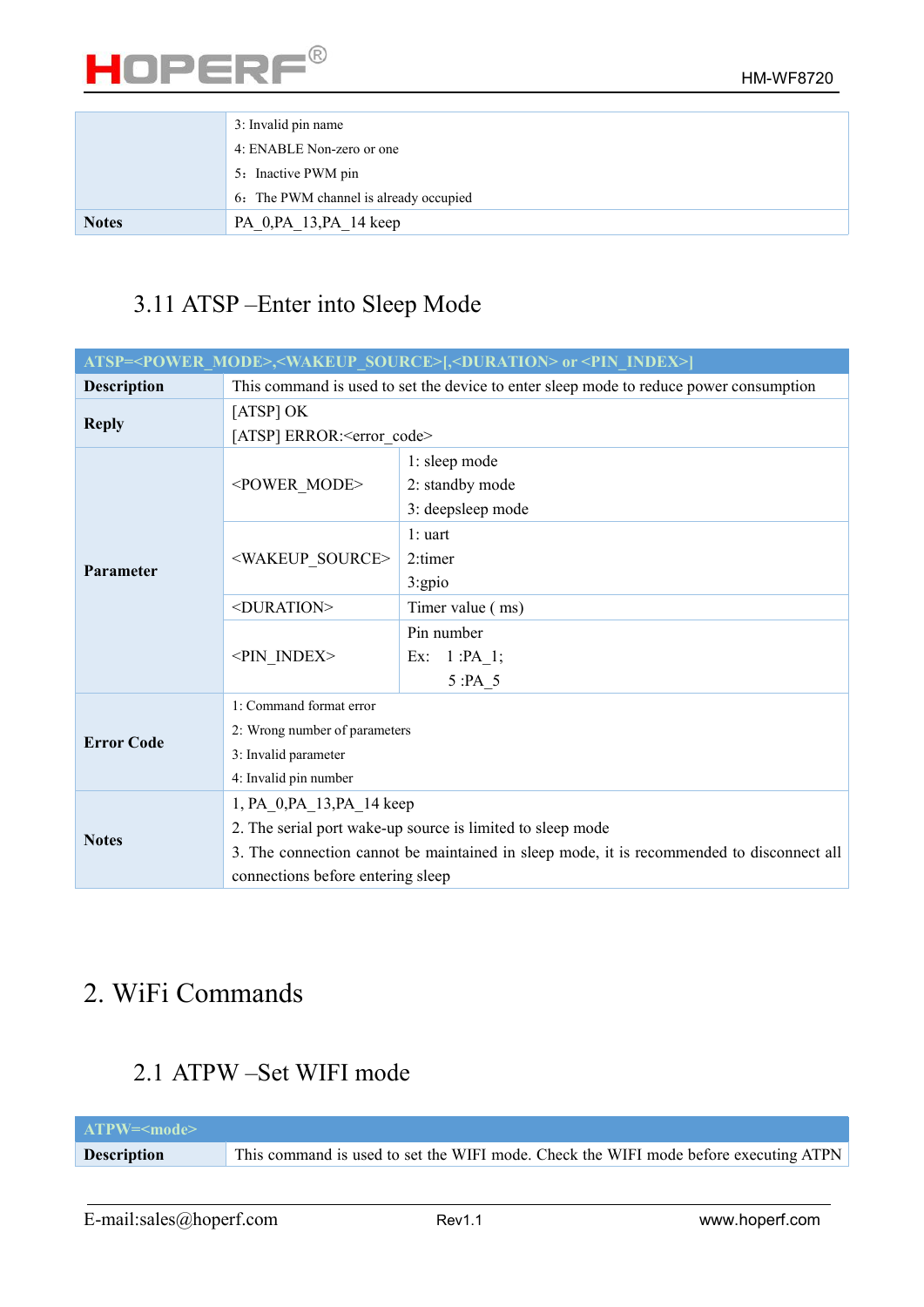|  |  |
|---|---|
|  | 3: Invalid pin name<br>4: ENABLE Non-zero or one<br>5：Inactive PWM pin<br>6：The PWM channel is already occupied |
| **Notes** | PA_0,PA_13,PA_14 keep |

### 3.11 ATSP –Enter into Sleep Mode

| ATSP=<POWER_MODE>,<WAKEUP_SOURCE>[,<DURATION> or <PIN_INDEX>] | | |
|---|---|---|
| **Description** | This command is used to set the device to enter sleep mode to reduce power consumption | |
| **Reply** | [ATSP] OK<br>[ATSP] ERROR:<error_code> | |
| **Parameter** | <POWER_MODE> | 1: sleep mode<br>2: standby mode<br>3: deepsleep mode |
| | <WAKEUP_SOURCE> | 1: uart<br>2:timer<br>3:gpio |
| | <DURATION> | Timer value ( ms) |
| | <PIN_INDEX> | Pin number<br>Ex: 1 :PA_1;<br>5 :PA_5 |
| **Error Code** | 1: Command format error<br>2: Wrong number of parameters<br>3: Invalid parameter<br>4: Invalid pin number | |
| **Notes** | 1, PA_0,PA_13,PA_14 keep<br>2. The serial port wake-up source is limited to sleep mode<br>3. The connection cannot be maintained in sleep mode, it is recommended to disconnect all connections before entering sleep | |

# 2. WiFi Commands

### 2.1 ATPW –Set WIFI mode

| ATPW=<mode> | |
|---|---|
| **Description** | This command is used to set the WIFI mode. Check the WIFI mode before executing ATPN |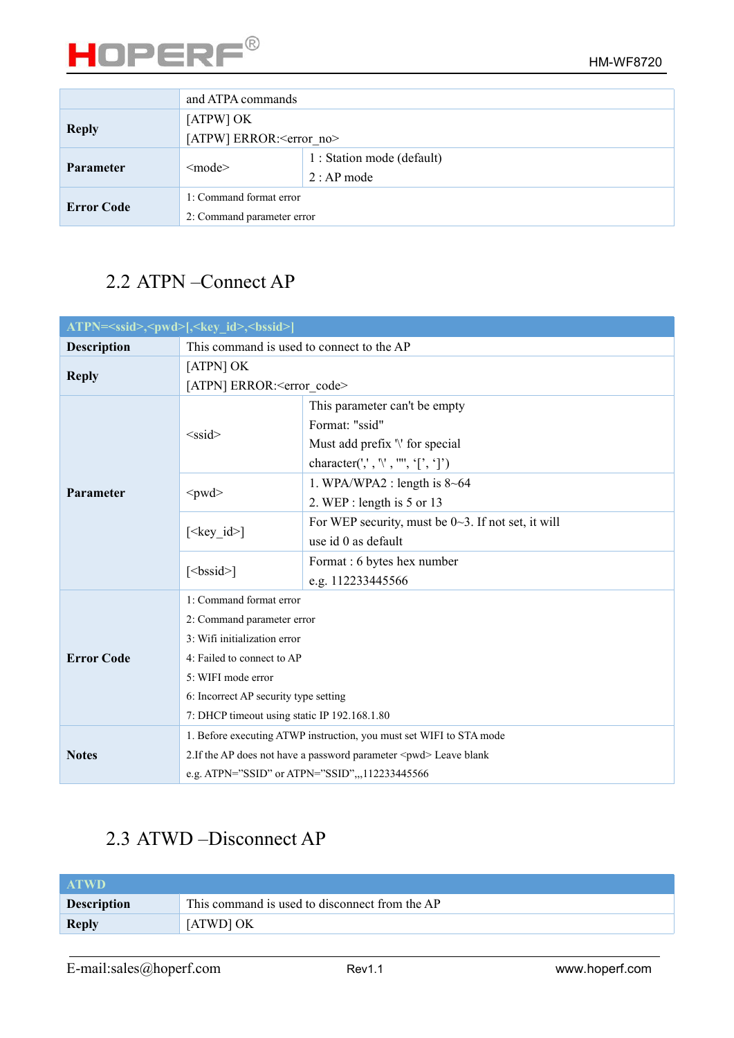| | | |
|---|---|---|
| | and ATPA commands | |
| **Reply** | [ATPW] OK<br>[ATPW] ERROR:<error_no> | |
| **Parameter** | <mode> | 1 : Station mode (default)<br>2 : AP mode |
| **Error Code** | 1: Command format error<br>2: Command parameter error | |

## 2.2 ATPN –Connect AP

| ATPN=<ssid>,<pwd>[,<key_id>,<bssid>] | | |
|---|---|---|
| **Description** | This command is used to connect to the AP | |
| **Reply** | [ATPN] OK<br>[ATPN] ERROR:<error_code> | |
| **Parameter** | <ssid> | This parameter can't be empty<br>Format: "ssid"<br>Must add prefix '\' for special character(',' , '\' , '"', '[', ']') |
| | <pwd> | 1. WPA/WPA2 : length is 8~64<br>2. WEP : length is 5 or 13 |
| | [<key_id>] | For WEP security, must be 0~3. If not set, it will use id 0 as default |
| | [<bssid>] | Format : 6 bytes hex number<br>e.g. 112233445566 |
| **Error Code** | 1: Command format error<br>2: Command parameter error<br>3: Wifi initialization error<br>4: Failed to connect to AP<br>5: WIFI mode error<br>6: Incorrect AP security type setting<br>7: DHCP timeout using static IP 192.168.1.80 | |
| **Notes** | 1. Before executing ATWP instruction, you must set WIFI to STA mode<br>2.If the AP does not have a password parameter <pwd> Leave blank<br>e.g. ATPN="SSID" or ATPN="SSID",,,112233445566 | |

## 2.3 ATWD –Disconnect AP

| ATWD | |
|---|---|
| **Description** | This command is used to disconnect from the AP |
| **Reply** | [ATWD] OK |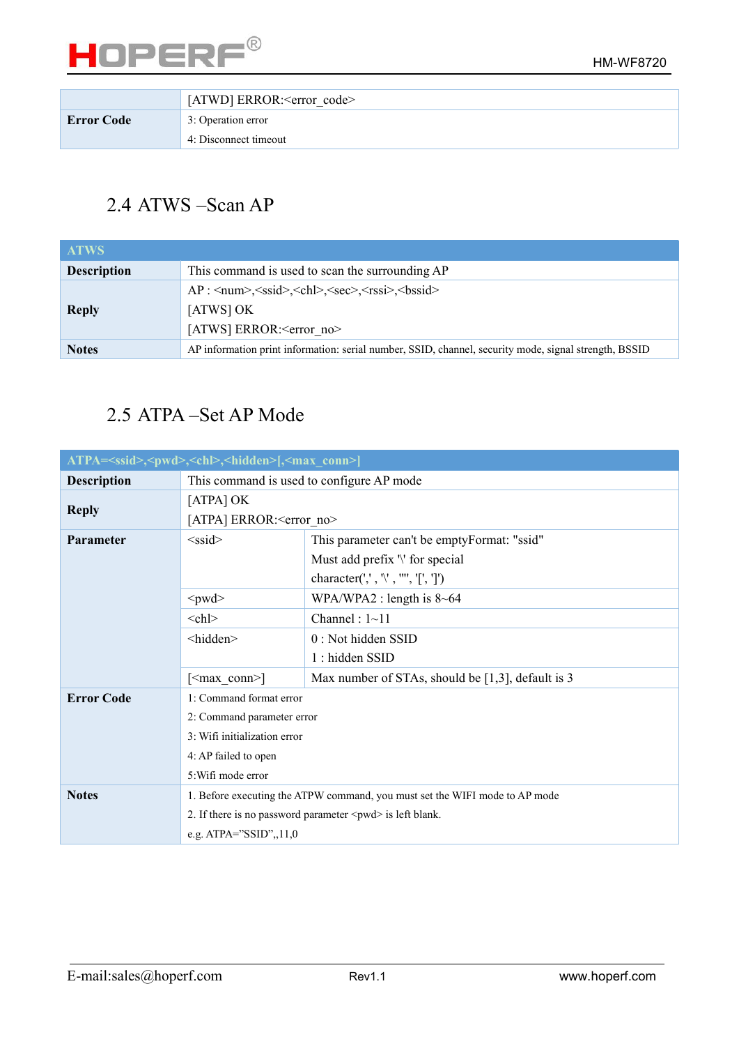| Error Code | [ATWD] ERROR:<error_code><br>3: Operation error<br>4: Disconnect timeout |
|---|---|

## 2.4 ATWS –Scan AP

| ATWS | |
|---|---|
| **Description** | This command is used to scan the surrounding AP |
| **Reply** | AP : <num>,<ssid>,<chl>,<sec>,<rssi>,<bssid><br>[ATWS] OK<br>[ATWS] ERROR:<error_no> |
| **Notes** | AP information print information: serial number, SSID, channel, security mode, signal strength, BSSID |

## 2.5 ATPA –Set AP Mode

| ATPA=<ssid>,<pwd>,<chl>,<hidden>[,<max_conn>] | | |
|---|---|---|
| **Description** | This command is used to configure AP mode | |
| **Reply** | [ATPA] OK<br>[ATPA] ERROR:<error_no> | |
| **Parameter** | <ssid> | This parameter can't be emptyFormat: "ssid"<br>Must add prefix '\' for special character(',' , '\' , '"', '[', ']') |
| | <pwd> | WPA/WPA2 : length is 8~64 |
| | <chl> | Channel : 1~11 |
| | <hidden> | 0 : Not hidden SSID<br>1 : hidden SSID |
| | [<max_conn>] | Max number of STAs, should be [1,3], default is 3 |
| **Error Code** | 1: Command format error<br>2: Command parameter error<br>3: Wifi initialization error<br>4: AP failed to open<br>5:Wifi mode error | |
| **Notes** | 1. Before executing the ATPW command, you must set the WIFI mode to AP mode<br>2. If there is no password parameter <pwd> is left blank.<br>e.g. ATPA="SSID",,11,0 | |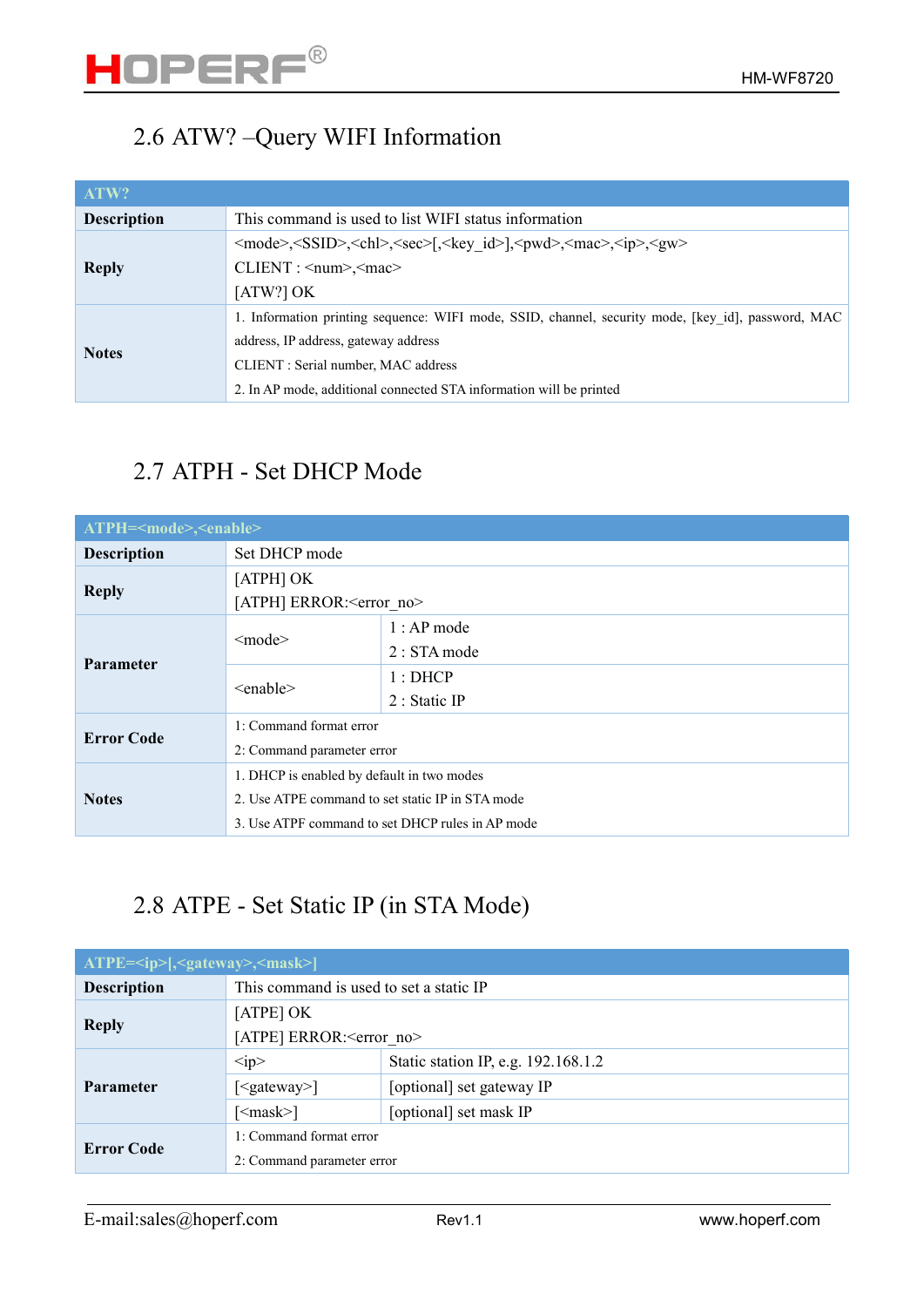## 2.6 ATW? –Query WIFI Information

| ATW? | |
|---|---|
| **Description** | This command is used to list WIFI status information |
| **Reply** | <mode>,<SSID>,<chl>,<sec>[,<key_id>],<pwd>,<mac>,<ip>,<gw><br>CLIENT : <num>,<mac><br>[ATW?] OK |
| **Notes** | 1. Information printing sequence: WIFI mode, SSID, channel, security mode, [key_id], password, MAC address, IP address, gateway address<br>CLIENT : Serial number, MAC address<br>2. In AP mode, additional connected STA information will be printed |

## 2.7 ATPH - Set DHCP Mode

| ATPH=<mode>,<enable> | | |
|---|---|---|
| **Description** | Set DHCP mode | |
| **Reply** | [ATPH] OK<br>[ATPH] ERROR:<error_no> | |
| **Parameter** | <mode> | 1 : AP mode<br>2 : STA mode |
| | <enable> | 1 : DHCP<br>2 : Static IP |
| **Error Code** | 1: Command format error<br>2: Command parameter error | |
| **Notes** | 1. DHCP is enabled by default in two modes<br>2. Use ATPE command to set static IP in STA mode<br>3. Use ATPF command to set DHCP rules in AP mode | |

## 2.8 ATPE - Set Static IP (in STA Mode)

| ATPE=<ip>[,<gateway>,<mask>] | | |
|---|---|---|
| **Description** | This command is used to set a static IP | |
| **Reply** | [ATPE] OK<br>[ATPE] ERROR:<error_no> | |
| **Parameter** | <ip> | Static station IP, e.g. 192.168.1.2 |
| | [<gateway>] | [optional] set gateway IP |
| | [<mask>] | [optional] set mask IP |
| **Error Code** | 1: Command format error<br>2: Command parameter error | |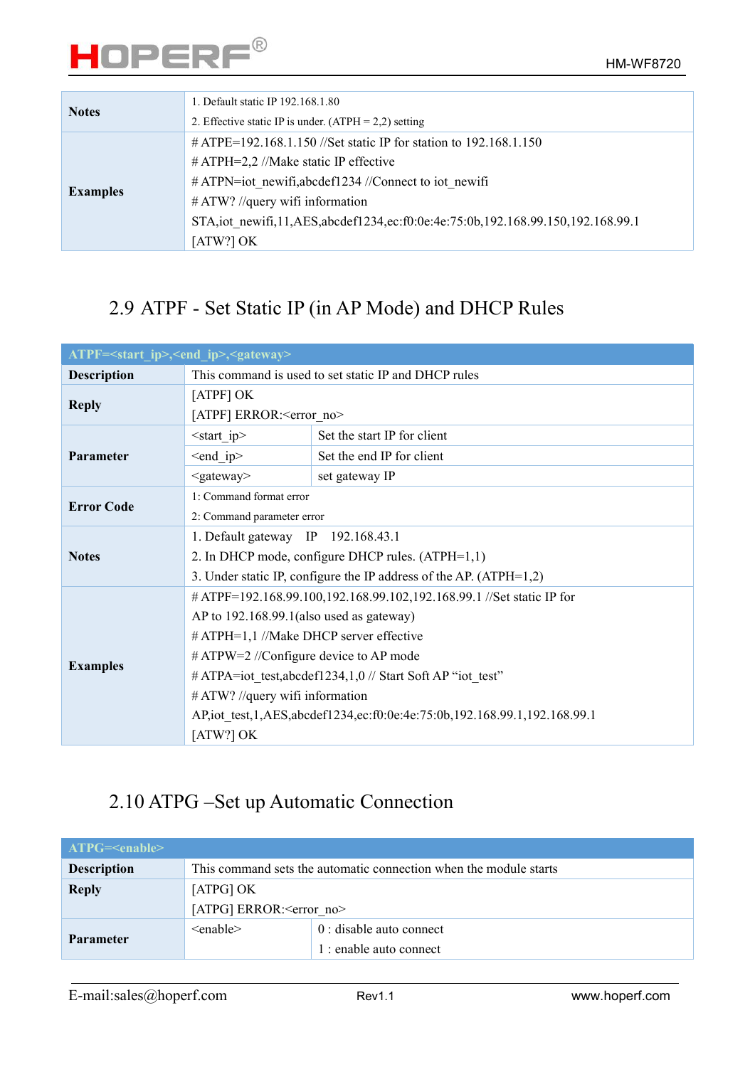| | |
|---|---|
| **Notes** | 1. Default static IP 192.168.1.80<br>2. Effective static IP is under. (ATPH = 2,2) setting |
| **Examples** | # ATPE=192.168.1.150 //Set static IP for station to 192.168.1.150<br># ATPH=2,2 //Make static IP effective<br># ATPN=iot_newifi,abcdef1234 //Connect to iot_newifi<br># ATW? //query wifi information<br>STA,iot_newifi,11,AES,abcdef1234,ec:f0:0e:4e:75:0b,192.168.99.150,192.168.99.1<br>[ATW?] OK |

## 2.9 ATPF - Set Static IP (in AP Mode) and DHCP Rules

| ATPF=<start_ip>,<end_ip>,<gateway> | | |
|---|---|---|
| **Description** | This command is used to set static IP and DHCP rules | |
| **Reply** | [ATPF] OK<br>[ATPF] ERROR:<error_no> | |
| **Parameter** | <start_ip> | Set the start IP for client |
| | <end_ip> | Set the end IP for client |
| | <gateway> | set gateway IP |
| **Error Code** | 1: Command format error<br>2: Command parameter error | |
| **Notes** | 1. Default gateway IP 192.168.43.1<br>2. In DHCP mode, configure DHCP rules. (ATPH=1,1)<br>3. Under static IP, configure the IP address of the AP. (ATPH=1,2) | |
| **Examples** | # ATPF=192.168.99.100,192.168.99.102,192.168.99.1 //Set static IP for AP to 192.168.99.1(also used as gateway)<br># ATPH=1,1 //Make DHCP server effective<br># ATPW=2 //Configure device to AP mode<br># ATPA=iot_test,abcdef1234,1,0 // Start Soft AP "iot_test"<br># ATW? //query wifi information<br>AP,iot_test,1,AES,abcdef1234,ec:f0:0e:4e:75:0b,192.168.99.1,192.168.99.1<br>[ATW?] OK | |

## 2.10 ATPG –Set up Automatic Connection

| ATPG=<enable> | | |
|---|---|---|
| **Description** | This command sets the automatic connection when the module starts | |
| **Reply** | [ATPG] OK<br>[ATPG] ERROR:<error_no> | |
| **Parameter** | <enable> | 0 : disable auto connect<br>1 : enable auto connect |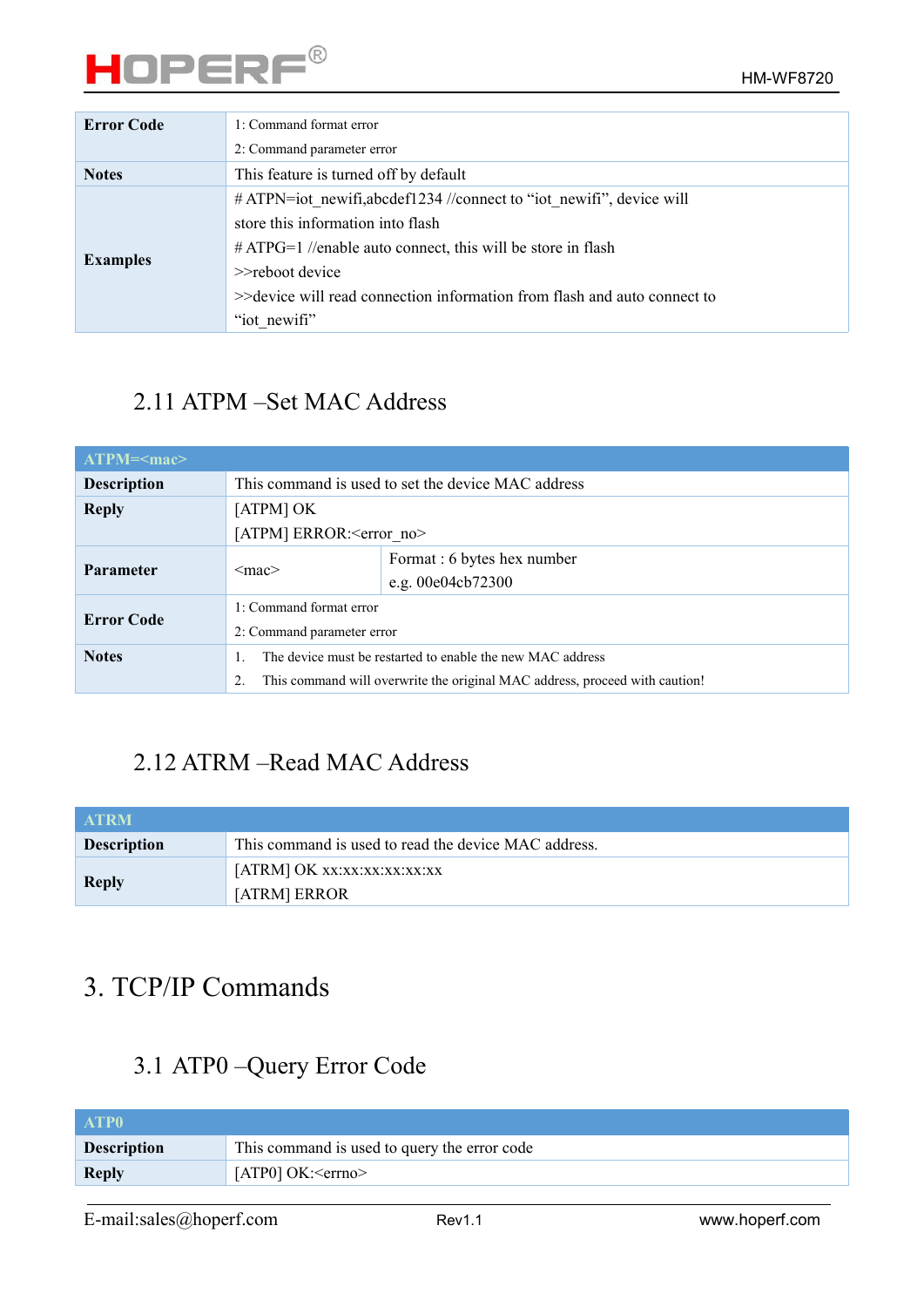| Error Code | 1: Command format error<br>2: Command parameter error |
|---|---|
| Notes | This feature is turned off by default |
| Examples | # ATPN=iot_newifi,abcdef1234 //connect to "iot_newifi", device will store this information into flash<br># ATPG=1 //enable auto connect, this will be store in flash<br>>>reboot device<br>>>device will read connection information from flash and auto connect to "iot_newifi" |

## 2.11 ATPM –Set MAC Address

| ATPM=<mac> | | |
|---|---|---|
| Description | This command is used to set the device MAC address | |
| Reply | [ATPM] OK<br>[ATPM] ERROR:<error_no> | |
| Parameter | <mac> | Format : 6 bytes hex number<br>e.g. 00e04cb72300 |
| Error Code | 1: Command format error<br>2: Command parameter error | |
| Notes | 1. The device must be restarted to enable the new MAC address<br>2. This command will overwrite the original MAC address, proceed with caution! | |

## 2.12 ATRM –Read MAC Address

| ATRM | |
|---|---|
| Description | This command is used to read the device MAC address. |
| Reply | [ATRM] OK xx:xx:xx:xx:xx:xx<br>[ATRM] ERROR |

# 3. TCP/IP Commands

## 3.1 ATP0 –Query Error Code

| ATP0 | |
|---|---|
| Description | This command is used to query the error code |
| Reply | [ATP0] OK:<errno> |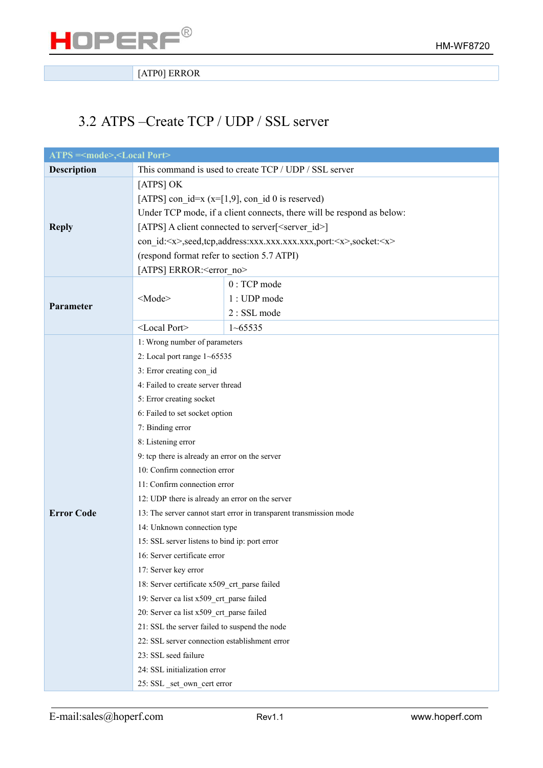| | [ATP0] ERROR |
|---|---|

## 3.2 ATPS –Create TCP / UDP / SSL server

| ATPS =<mode>,<Local Port> | | |
|---|---|---|
| **Description** | This command is used to create TCP / UDP / SSL server | |
| **Reply** | [ATPS] OK<br>[ATPS] con_id=x (x=[1,9], con_id 0 is reserved)<br>Under TCP mode, if a client connects, there will be respond as below:<br>[ATPS] A client connected to server[<server_id>]<br>con_id:<x>,seed,tcp,address:xxx.xxx.xxx.xxx,port:<x>,socket:<x><br>(respond format refer to section 5.7 ATPI)<br>[ATPS] ERROR:<error_no> | |
| **Parameter** | <Mode> | 0 : TCP mode<br>1 : UDP mode<br>2 : SSL mode |
| | <Local Port> | 1~65535 |
| **Error Code** | 1: Wrong number of parameters<br>2: Local port range 1~65535<br>3: Error creating con_id<br>4: Failed to create server thread<br>5: Error creating socket<br>6: Failed to set socket option<br>7: Binding error<br>8: Listening error<br>9: tcp there is already an error on the server<br>10: Confirm connection error<br>11: Confirm connection error<br>12: UDP there is already an error on the server<br>13: The server cannot start error in transparent transmission mode<br>14: Unknown connection type<br>15: SSL server listens to bind ip: port error<br>16: Server certificate error<br>17: Server key error<br>18: Server certificate x509_crt_parse failed<br>19: Server ca list x509_crt_parse failed<br>20: Server ca list x509_crt_parse failed<br>21: SSL the server failed to suspend the node<br>22: SSL server connection establishment error<br>23: SSL seed failure<br>24: SSL initialization error<br>25: SSL _set_own_cert error | |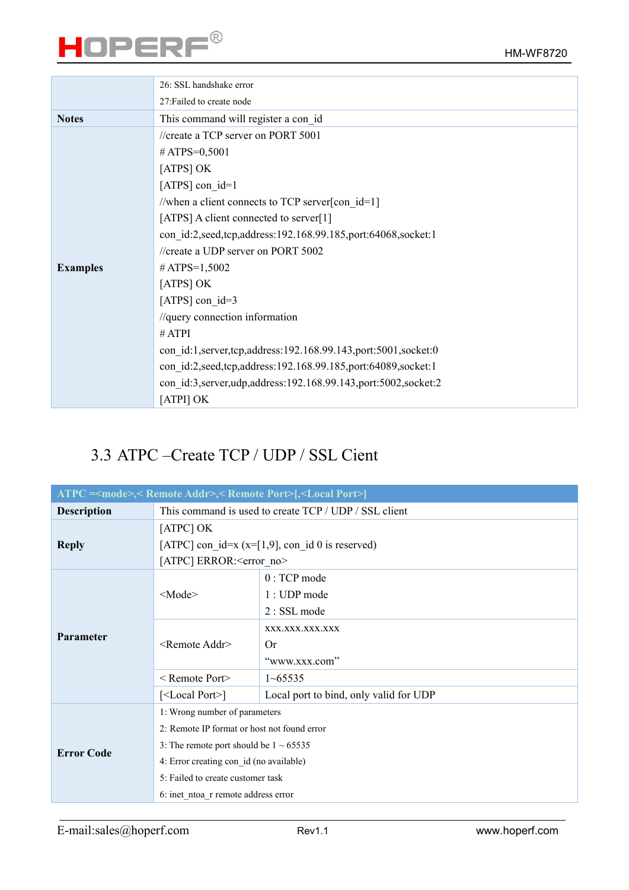| | |
|---|---|
| | 26: SSL handshake error<br>27:Failed to create node |
| **Notes** | This command will register a con_id |
| **Examples** | //create a TCP server on PORT 5001<br># ATPS=0,5001<br>[ATPS] OK<br>[ATPS] con_id=1<br>//when a client connects to TCP server[con_id=1]<br>[ATPS] A client connected to server[1]<br>con_id:2,seed,tcp,address:192.168.99.185,port:64068,socket:1<br>//create a UDP server on PORT 5002<br># ATPS=1,5002<br>[ATPS] OK<br>[ATPS] con_id=3<br>//query connection information<br># ATPI<br>con_id:1,server,tcp,address:192.168.99.143,port:5001,socket:0<br>con_id:2,seed,tcp,address:192.168.99.185,port:64089,socket:1<br>con_id:3,server,udp,address:192.168.99.143,port:5002,socket:2<br>[ATPI] OK |

## 3.3 ATPC –Create TCP / UDP / SSL Cient

| ATPC =<mode>,< Remote Addr>,< Remote Port>[,<Local Port>] | | |
|---|---|---|
| **Description** | This command is used to create TCP / UDP / SSL client | |
| **Reply** | [ATPC] OK<br>[ATPC] con_id=x (x=[1,9], con_id 0 is reserved)<br>[ATPC] ERROR:<error_no> | |
| **Parameter** | <Mode> | 0 : TCP mode<br>1 : UDP mode<br>2 : SSL mode |
| | <Remote Addr> | xxx.xxx.xxx.xxx<br>Or<br>“www.xxx.com” |
| | < Remote Port> | 1~65535 |
| | [<Local Port>] | Local port to bind, only valid for UDP |
| **Error Code** | 1: Wrong number of parameters<br>2: Remote IP format or host not found error<br>3: The remote port should be 1 ~ 65535<br>4: Error creating con_id (no available)<br>5: Failed to create customer task<br>6: inet_ntoa_r remote address error | |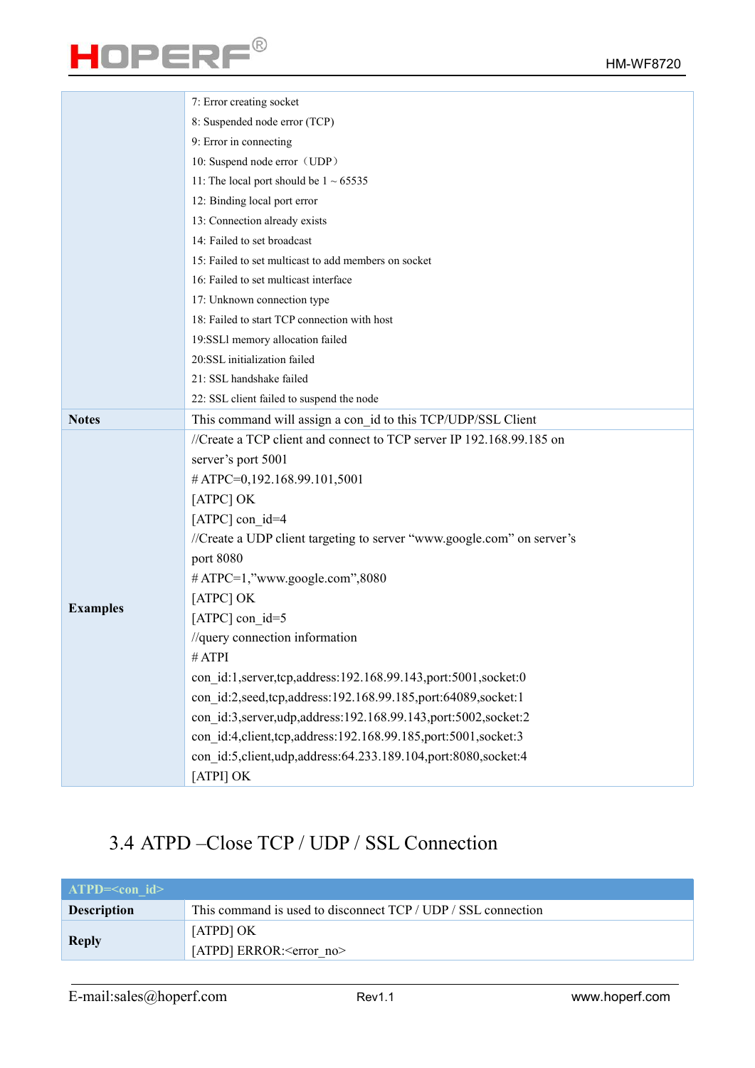| | |
|---|---|
| | 7: Error creating socket<br>8: Suspended node error (TCP)<br>9: Error in connecting<br>10: Suspend node error（UDP）<br>11: The local port should be 1 ~ 65535<br>12: Binding local port error<br>13: Connection already exists<br>14: Failed to set broadcast<br>15: Failed to set multicast to add members on socket<br>16: Failed to set multicast interface<br>17: Unknown connection type<br>18: Failed to start TCP connection with host<br>19:SSLl memory allocation failed<br>20:SSL initialization failed<br>21: SSL handshake failed<br>22: SSL client failed to suspend the node |
| **Notes** | This command will assign a con_id to this TCP/UDP/SSL Client |
| **Examples** | //Create a TCP client and connect to TCP server IP 192.168.99.185 on server's port 5001<br># ATPC=0,192.168.99.101,5001<br>[ATPC] OK<br>[ATPC] con_id=4<br>//Create a UDP client targeting to server "www.google.com" on server's port 8080<br># ATPC=1,"www.google.com",8080<br>[ATPC] OK<br>[ATPC] con_id=5<br>//query connection information<br># ATPI<br>con_id:1,server,tcp,address:192.168.99.143,port:5001,socket:0<br>con_id:2,seed,tcp,address:192.168.99.185,port:64089,socket:1<br>con_id:3,server,udp,address:192.168.99.143,port:5002,socket:2<br>con_id:4,client,tcp,address:192.168.99.185,port:5001,socket:3<br>con_id:5,client,udp,address:64.233.189.104,port:8080,socket:4<br>[ATPI] OK |

## 3.4 ATPD –Close TCP / UDP / SSL Connection

| ATPD=<con_id> | |
|---|---|
| **Description** | This command is used to disconnect TCP / UDP / SSL connection |
| **Reply** | [ATPD] OK<br>[ATPD] ERROR:<error_no> |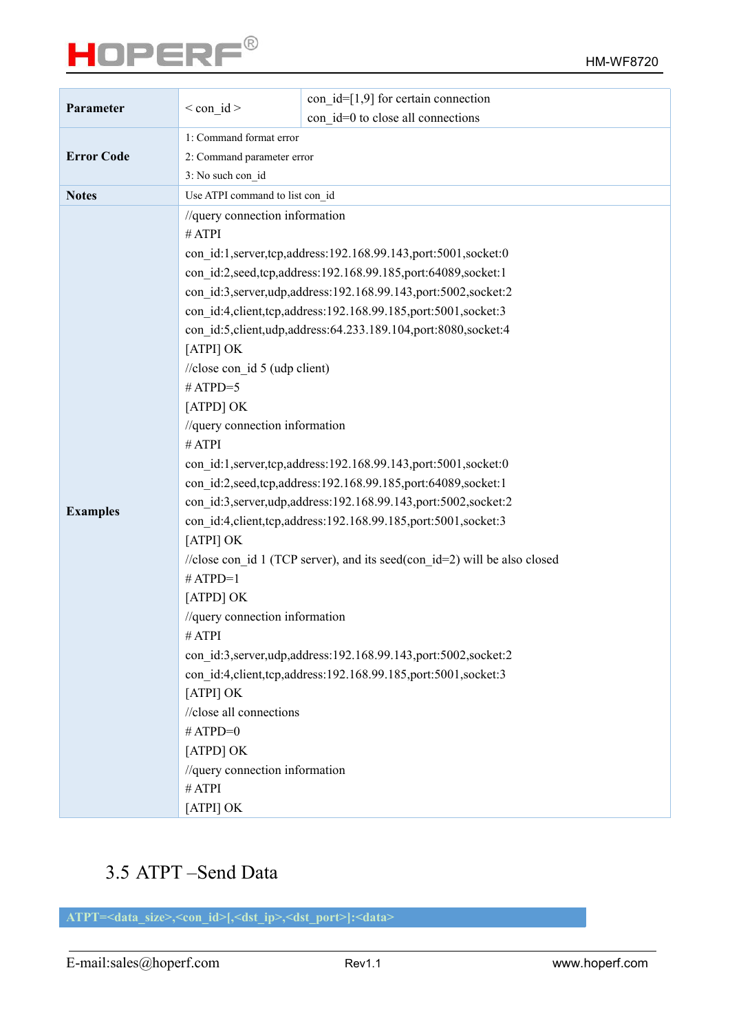| | | |
|---|---|---|
| **Parameter** | < con_id > | con_id=[1,9] for certain connection<br>con_id=0 to close all connections |
| **Error Code** | 1: Command format error<br>2: Command parameter error<br>3: No such con_id | |
| **Notes** | Use ATPI command to list con_id | |
| **Examples** | //query connection information<br># ATPI<br>con_id:1,server,tcp,address:192.168.99.143,port:5001,socket:0<br>con_id:2,seed,tcp,address:192.168.99.185,port:64089,socket:1<br>con_id:3,server,udp,address:192.168.99.143,port:5002,socket:2<br>con_id:4,client,tcp,address:192.168.99.185,port:5001,socket:3<br>con_id:5,client,udp,address:64.233.189.104,port:8080,socket:4<br>[ATPI] OK<br>//close con_id 5 (udp client)<br># ATPD=5<br>[ATPD] OK<br>//query connection information<br># ATPI<br>con_id:1,server,tcp,address:192.168.99.143,port:5001,socket:0<br>con_id:2,seed,tcp,address:192.168.99.185,port:64089,socket:1<br>con_id:3,server,udp,address:192.168.99.143,port:5002,socket:2<br>con_id:4,client,tcp,address:192.168.99.185,port:5001,socket:3<br>[ATPI] OK<br>//close con_id 1 (TCP server), and its seed(con_id=2) will be also closed<br># ATPD=1<br>[ATPD] OK<br>//query connection information<br># ATPI<br>con_id:3,server,udp,address:192.168.99.143,port:5002,socket:2<br>con_id:4,client,tcp,address:192.168.99.185,port:5001,socket:3<br>[ATPI] OK<br>//close all connections<br># ATPD=0<br>[ATPD] OK<br>//query connection information<br># ATPI<br>[ATPI] OK | |

## 3.5 ATPT –Send Data

**ATPT=<data_size>,<con_id>[,<dst_ip>,<dst_port>]:<data>**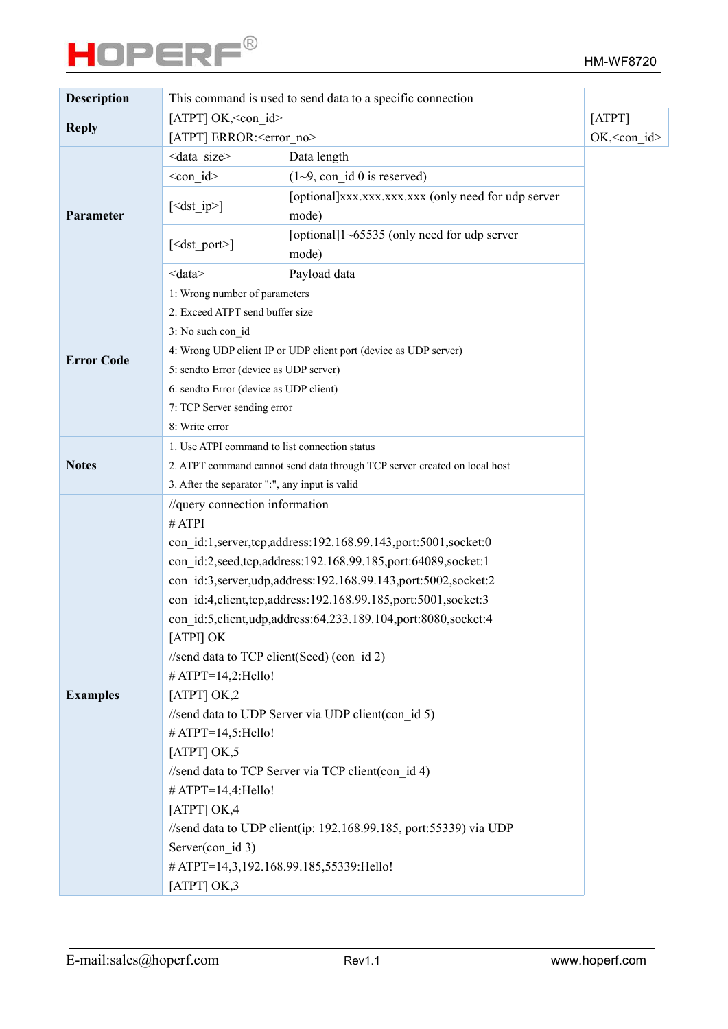| Description | This command is used to send data to a specific connection | |
|---|---|---|
| Reply | [ATPT] OK,<con_id><br>[ATPT] ERROR:<error_no> | |
| Parameter | <data_size> | Data length |
| | <con_id> | (1~9, con_id 0 is reserved) |
| | [<dst_ip>] | [optional]xxx.xxx.xxx.xxx (only need for udp server mode) |
| | [<dst_port>] | [optional]1~65535 (only need for udp server mode) |
| | <data> | Payload data |
| Error Code | 1: Wrong number of parameters<br>2: Exceed ATPT send buffer size<br>3: No such con_id<br>4: Wrong UDP client IP or UDP client port (device as UDP server)<br>5: sendto Error (device as UDP server)<br>6: sendto Error (device as UDP client)<br>7: TCP Server sending error<br>8: Write error | |
| Notes | 1. Use ATPI command to list connection status<br>2. ATPT command cannot send data through TCP server created on local host<br>3. After the separator ":", any input is valid | |
| Examples | //query connection information<br># ATPI<br>con_id:1,server,tcp,address:192.168.99.143,port:5001,socket:0<br>con_id:2,seed,tcp,address:192.168.99.185,port:64089,socket:1<br>con_id:3,server,udp,address:192.168.99.143,port:5002,socket:2<br>con_id:4,client,tcp,address:192.168.99.185,port:5001,socket:3<br>con_id:5,client,udp,address:64.233.189.104,port:8080,socket:4<br>[ATPI] OK<br>//send data to TCP client(Seed) (con_id 2)<br># ATPT=14,2:Hello!<br>[ATPT] OK,2<br>//send data to UDP Server via UDP client(con_id 5)<br># ATPT=14,5:Hello!<br>[ATPT] OK,5<br>//send data to TCP Server via TCP client(con_id 4)<br># ATPT=14,4:Hello!<br>[ATPT] OK,4<br>//send data to UDP client(ip: 192.168.99.185, port:55339) via UDP Server(con_id 3)<br># ATPT=14,3,192.168.99.185,55339:Hello!<br>[ATPT] OK,3 | |

[ATPT] OK,<con_id>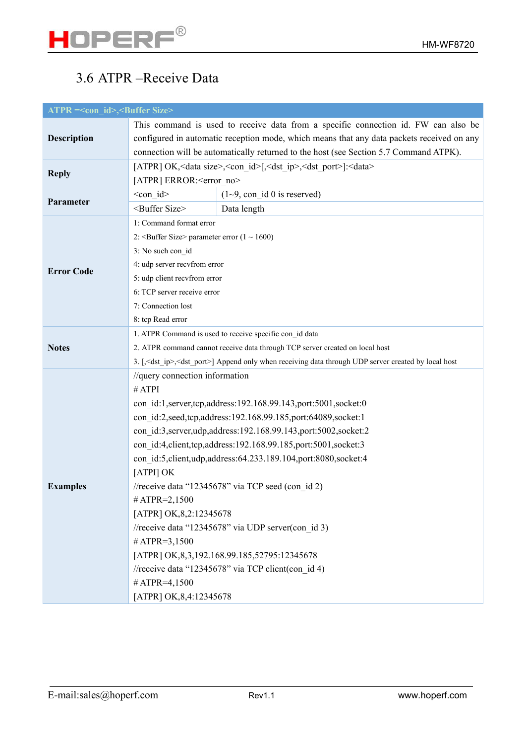## 3.6 ATPR –Receive Data

| ATPR =<con_id>,<Buffer Size> | | |
|---|---|---|
| **Description** | This command is used to receive data from a specific connection id. FW can also be configured in automatic reception mode, which means that any data packets received on any connection will be automatically returned to the host (see Section 5.7 Command ATPK). | |
| **Reply** | [ATPR] OK,<data size>,<con_id>[,<dst_ip>,<dst_port>]:<data><br>[ATPR] ERROR:<error_no> | |
| **Parameter** | <con_id> | (1~9, con_id 0 is reserved) |
| | <Buffer Size> | Data length |
| **Error Code** | 1: Command format error<br>2: <Buffer Size> parameter error (1 ~ 1600)<br>3: No such con_id<br>4: udp server recvfrom error<br>5: udp client recvfrom error<br>6: TCP server receive error<br>7: Connection lost<br>8: tcp Read error | |
| **Notes** | 1. ATPR Command is used to receive specific con_id data<br>2. ATPR command cannot receive data through TCP server created on local host<br>3. [,<dst_ip>,<dst_port>] Append only when receiving data through UDP server created by local host | |
| **Examples** | //query connection information<br># ATPI<br>con_id:1,server,tcp,address:192.168.99.143,port:5001,socket:0<br>con_id:2,seed,tcp,address:192.168.99.185,port:64089,socket:1<br>con_id:3,server,udp,address:192.168.99.143,port:5002,socket:2<br>con_id:4,client,tcp,address:192.168.99.185,port:5001,socket:3<br>con_id:5,client,udp,address:64.233.189.104,port:8080,socket:4<br>[ATPI] OK<br>//receive data "12345678" via TCP seed (con_id 2)<br># ATPR=2,1500<br>[ATPR] OK,8,2:12345678<br>//receive data "12345678" via UDP server(con_id 3)<br># ATPR=3,1500<br>[ATPR] OK,8,3,192.168.99.185,52795:12345678<br>//receive data "12345678" via TCP client(con_id 4)<br># ATPR=4,1500<br>[ATPR] OK,8,4:12345678 | |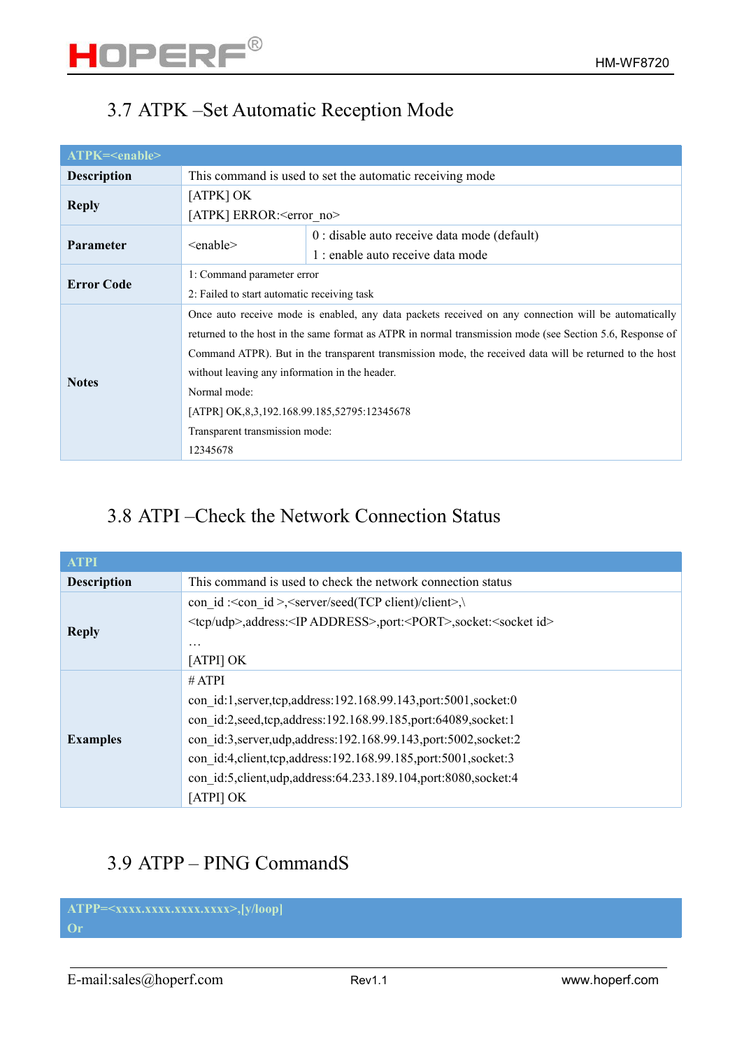## 3.7 ATPK –Set Automatic Reception Mode

| ATPK=<enable> | | |
|---|---|---|
| **Description** | This command is used to set the automatic receiving mode | |
| **Reply** | [ATPK] OK<br>[ATPK] ERROR:<error_no> | |
| **Parameter** | <enable> | 0 : disable auto receive data mode (default)<br>1 : enable auto receive data mode |
| **Error Code** | 1: Command parameter error<br>2: Failed to start automatic receiving task | |
| **Notes** | Once auto receive mode is enabled, any data packets received on any connection will be automatically returned to the host in the same format as ATPR in normal transmission mode (see Section 5.6, Response of Command ATPR). But in the transparent transmission mode, the received data will be returned to the host without leaving any information in the header.<br>Normal mode:<br>[ATPR] OK,8,3,192.168.99.185,52795:12345678<br>Transparent transmission mode:<br>12345678 | |

## 3.8 ATPI –Check the Network Connection Status

| ATPI | |
|---|---|
| **Description** | This command is used to check the network connection status |
| **Reply** | con_id :<con_id >,<server/seed(TCP client)/client>,\<br><tcp/udp>,address:<IP ADDRESS>,port:<PORT>,socket:<socket id><br>…<br>[ATPI] OK |
| **Examples** | # ATPI<br>con_id:1,server,tcp,address:192.168.99.143,port:5001,socket:0<br>con_id:2,seed,tcp,address:192.168.99.185,port:64089,socket:1<br>con_id:3,server,udp,address:192.168.99.143,port:5002,socket:2<br>con_id:4,client,tcp,address:192.168.99.185,port:5001,socket:3<br>con_id:5,client,udp,address:64.233.189.104,port:8080,socket:4<br>[ATPI] OK |

## 3.9 ATPP – PING CommandS

| ATPP=<xxxx.xxxx.xxxx.xxxx>,[y/loop]<br>Or |
|---|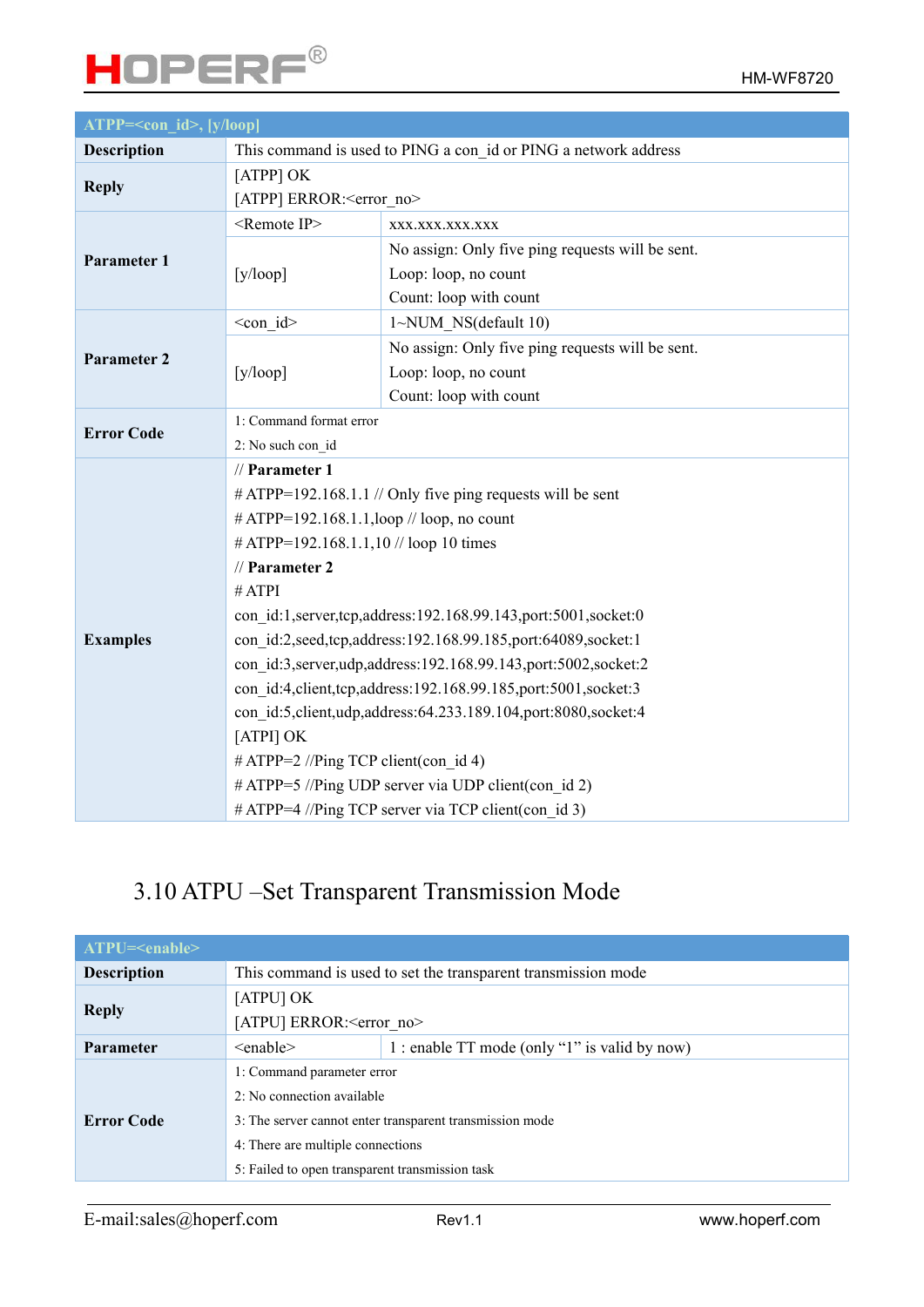| ATPP=<con_id>, [y/loop] | | |
|---|---|---|
| **Description** | This command is used to PING a con_id or PING a network address | |
| **Reply** | [ATPP] OK<br>[ATPP] ERROR:<error_no> | |
| **Parameter 1** | <Remote IP> | xxx.xxx.xxx.xxx |
| | [y/loop] | No assign: Only five ping requests will be sent.<br>Loop: loop, no count<br>Count: loop with count |
| **Parameter 2** | <con_id> | 1~NUM_NS(default 10) |
| | [y/loop] | No assign: Only five ping requests will be sent.<br>Loop: loop, no count<br>Count: loop with count |
| **Error Code** | 1: Command format error<br>2: No such con_id | |
| **Examples** | // **Parameter 1**<br># ATPP=192.168.1.1 // Only five ping requests will be sent<br># ATPP=192.168.1.1,loop // loop, no count<br># ATPP=192.168.1.1,10 // loop 10 times<br>// **Parameter 2**<br># ATPI<br>con_id:1,server,tcp,address:192.168.99.143,port:5001,socket:0<br>con_id:2,seed,tcp,address:192.168.99.185,port:64089,socket:1<br>con_id:3,server,udp,address:192.168.99.143,port:5002,socket:2<br>con_id:4,client,tcp,address:192.168.99.185,port:5001,socket:3<br>con_id:5,client,udp,address:64.233.189.104,port:8080,socket:4<br>[ATPI] OK<br># ATPP=2 //Ping TCP client(con_id 4)<br># ATPP=5 //Ping UDP server via UDP client(con_id 2)<br># ATPP=4 //Ping TCP server via TCP client(con_id 3) | |

## 3.10 ATPU –Set Transparent Transmission Mode

| ATPU=<enable> | | |
|---|---|---|
| **Description** | This command is used to set the transparent transmission mode | |
| **Reply** | [ATPU] OK<br>[ATPU] ERROR:<error_no> | |
| **Parameter** | <enable> | 1 : enable TT mode (only "1" is valid by now) |
| **Error Code** | 1: Command parameter error<br>2: No connection available<br>3: The server cannot enter transparent transmission mode<br>4: There are multiple connections<br>5: Failed to open transparent transmission task | |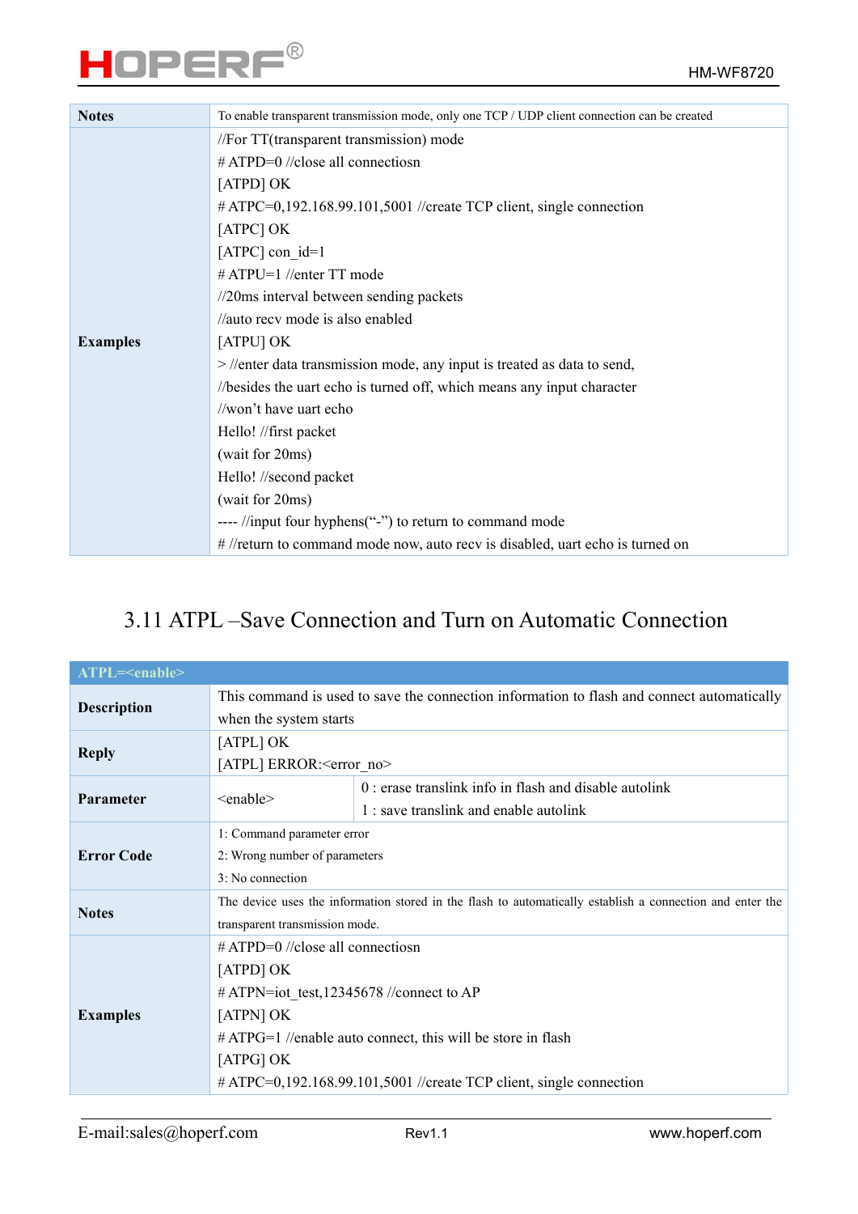| | |
|---|---|
| **Notes** | To enable transparent transmission mode, only one TCP / UDP client connection can be created |
| **Examples** | //For TT(transparent transmission) mode<br># ATPD=0 //close all connectiosn<br>[ATPD] OK<br># ATPC=0,192.168.99.101,5001 //create TCP client, single connection<br>[ATPC] OK<br>[ATPC] con_id=1<br># ATPU=1 //enter TT mode<br>//20ms interval between sending packets<br>//auto recv mode is also enabled<br>[ATPU] OK<br>> //enter data transmission mode, any input is treated as data to send,<br>//besides the uart echo is turned off, which means any input character<br>//won't have uart echo<br>Hello! //first packet<br>(wait for 20ms)<br>Hello! //second packet<br>(wait for 20ms)<br>---- //input four hyphens("-") to return to command mode<br># //return to command mode now, auto recv is disabled, uart echo is turned on |

## 3.11 ATPL –Save Connection and Turn on Automatic Connection

| ATPL=<enable> | | |
|---|---|---|
| **Description** | This command is used to save the connection information to flash and connect automatically when the system starts | |
| **Reply** | [ATPL] OK<br>[ATPL] ERROR:<error_no> | |
| **Parameter** | <enable> | 0 : erase translink info in flash and disable autolink<br>1 : save translink and enable autolink |
| **Error Code** | 1: Command parameter error<br>2: Wrong number of parameters<br>3: No connection | |
| **Notes** | The device uses the information stored in the flash to automatically establish a connection and enter the transparent transmission mode. | |
| **Examples** | # ATPD=0 //close all connectiosn<br>[ATPD] OK<br># ATPN=iot_test,12345678 //connect to AP<br>[ATPN] OK<br># ATPG=1 //enable auto connect, this will be store in flash<br>[ATPG] OK<br># ATPC=0,192.168.99.101,5001 //create TCP client, single connection | |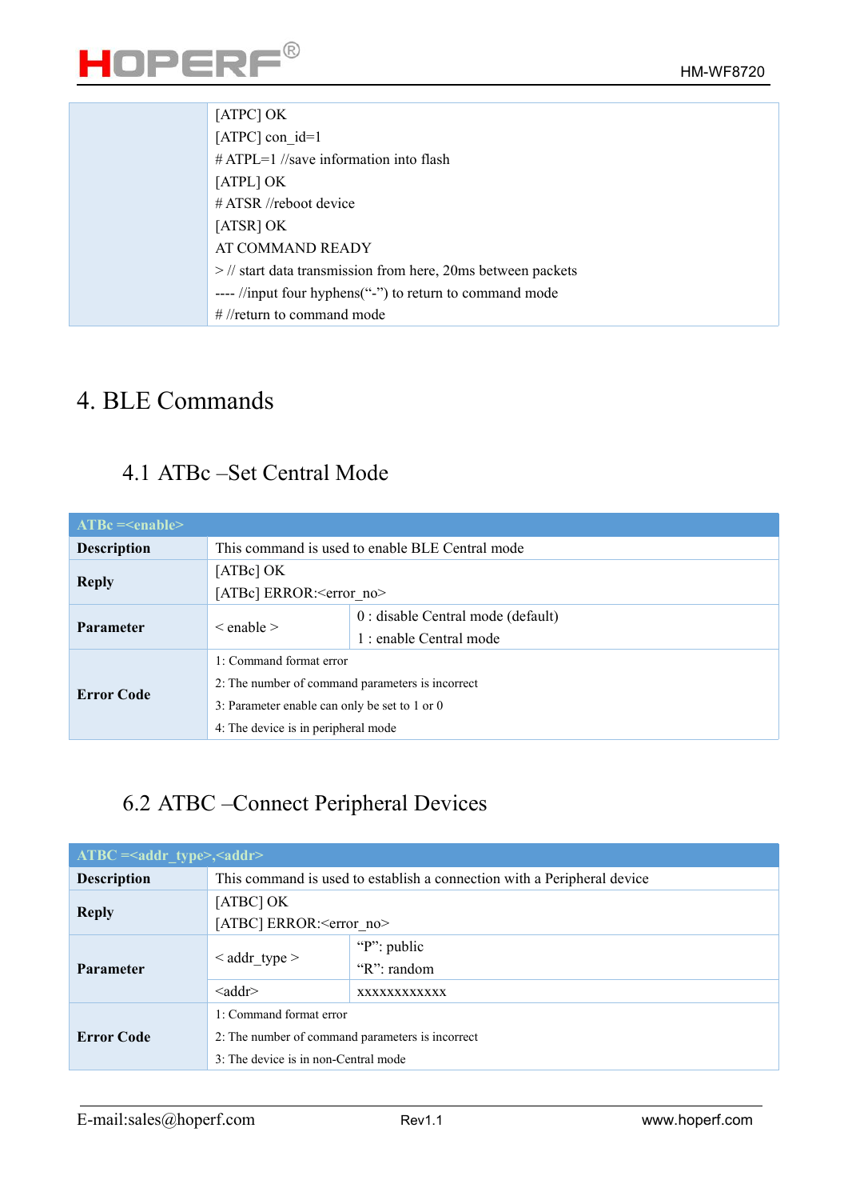| | |
|---|---|
| | [ATPC] OK<br>[ATPC] con_id=1<br># ATPL=1 //save information into flash<br>[ATPL] OK<br># ATSR //reboot device<br>[ATSR] OK<br>AT COMMAND READY<br>> // start data transmission from here, 20ms between packets<br>---- //input four hyphens("-") to return to command mode<br># //return to command mode |

# 4. BLE Commands

## 4.1 ATBc –Set Central Mode

| ATBc =<enable> | | |
|---|---|---|
| **Description** | This command is used to enable BLE Central mode | |
| **Reply** | [ATBc] OK<br>[ATBc] ERROR:<error_no> | |
| **Parameter** | < enable > | 0 : disable Central mode (default)<br>1 : enable Central mode |
| **Error Code** | 1: Command format error<br>2: The number of command parameters is incorrect<br>3: Parameter enable can only be set to 1 or 0<br>4: The device is in peripheral mode | |

## 6.2 ATBC –Connect Peripheral Devices

| ATBC =<addr_type>,<addr> | | |
|---|---|---|
| **Description** | This command is used to establish a connection with a Peripheral device | |
| **Reply** | [ATBC] OK<br>[ATBC] ERROR:<error_no> | |
| **Parameter** | < addr_type > | "P": public<br>"R": random |
| | <addr> | xxxxxxxxxxxx |
| **Error Code** | 1: Command format error<br>2: The number of command parameters is incorrect<br>3: The device is in non-Central mode | |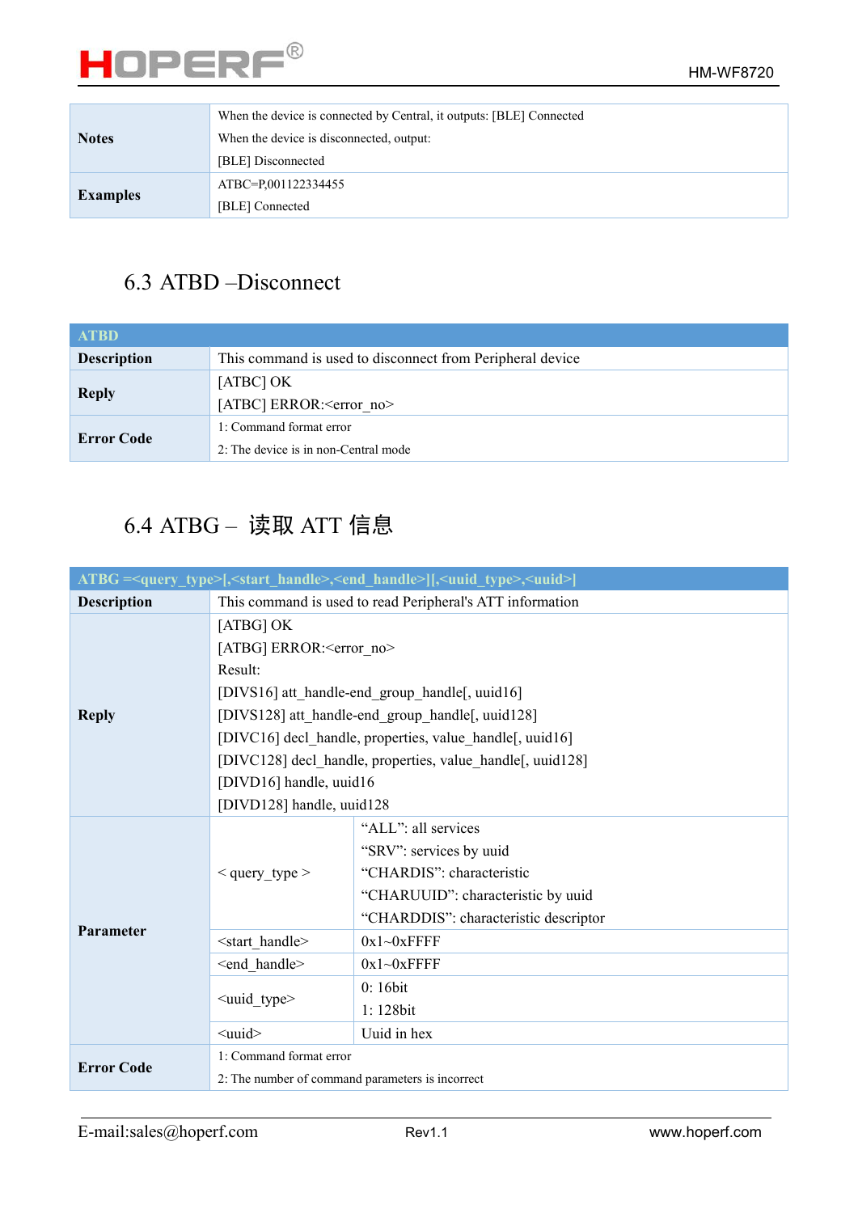| | |
|---|---|
| **Notes** | When the device is connected by Central, it outputs: [BLE] Connected<br>When the device is disconnected, output:<br>[BLE] Disconnected |
| **Examples** | ATBC=P,001122334455<br>[BLE] Connected |

## 6.3 ATBD –Disconnect

| ATBD | |
|---|---|
| **Description** | This command is used to disconnect from Peripheral device |
| **Reply** | [ATBC] OK<br>[ATBC] ERROR:<error_no> |
| **Error Code** | 1: Command format error<br>2: The device is in non-Central mode |

## 6.4 ATBG – 读取 ATT 信息

| ATBG =<query_type>[,<start_handle>,<end_handle>][,<uuid_type>,<uuid>] | | |
|---|---|---|
| **Description** | This command is used to read Peripheral's ATT information | |
| **Reply** | [ATBG] OK<br>[ATBG] ERROR:<error_no><br>Result:<br>[DIVS16] att_handle-end_group_handle[, uuid16]<br>[DIVS128] att_handle-end_group_handle[, uuid128]<br>[DIVC16] decl_handle, properties, value_handle[, uuid16]<br>[DIVC128] decl_handle, properties, value_handle[, uuid128]<br>[DIVD16] handle, uuid16<br>[DIVD128] handle, uuid128 | |
| **Parameter** | < query_type > | "ALL": all services<br>"SRV": services by uuid<br>"CHARDIS": characteristic<br>"CHARUUID": characteristic by uuid<br>"CHARDDIS": characteristic descriptor |
| | <start_handle> | 0x1~0xFFFF |
| | <end_handle> | 0x1~0xFFFF |
| | <uuid_type> | 0: 16bit<br>1: 128bit |
| | <uuid> | Uuid in hex |
| **Error Code** | 1: Command format error<br>2: The number of command parameters is incorrect | |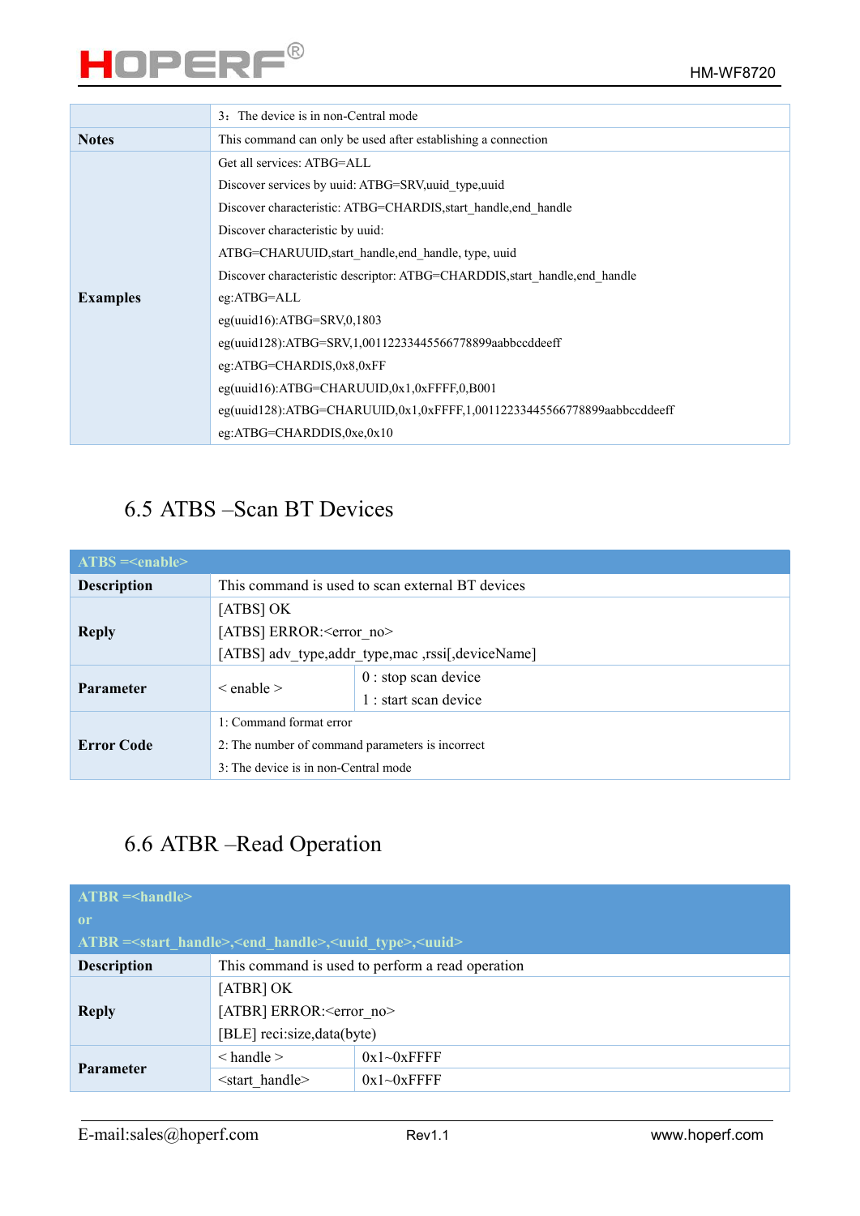|  | 3：The device is in non-Central mode |
|---|---|
| **Notes** | This command can only be used after establishing a connection |
| **Examples** | Get all services: ATBG=ALL<br>Discover services by uuid: ATBG=SRV,uuid_type,uuid<br>Discover characteristic: ATBG=CHARDIS,start_handle,end_handle<br>Discover characteristic by uuid:<br>ATBG=CHARUUID,start_handle,end_handle, type, uuid<br>Discover characteristic descriptor: ATBG=CHARDDIS,start_handle,end_handle<br>eg:ATBG=ALL<br>eg(uuid16):ATBG=SRV,0,1803<br>eg(uuid128):ATBG=SRV,1,00112233445566778899aabbccddeeff<br>eg:ATBG=CHARDIS,0x8,0xFF<br>eg(uuid16):ATBG=CHARUUID,0x1,0xFFFF,0,B001<br>eg(uuid128):ATBG=CHARUUID,0x1,0xFFFF,1,00112233445566778899aabbccddeeff<br>eg:ATBG=CHARDDIS,0xe,0x10 |

## 6.5 ATBS –Scan BT Devices

| **ATBS =<enable>** | | |
|---|---|---|
| **Description** | This command is used to scan external BT devices | |
| **Reply** | [ATBS] OK<br>[ATBS] ERROR:<error_no><br>[ATBS] adv_type,addr_type,mac ,rssi[,deviceName] | |
| **Parameter** | < enable > | 0 : stop scan device<br>1 : start scan device |
| **Error Code** | 1: Command format error<br>2: The number of command parameters is incorrect<br>3: The device is in non-Central mode | |

## 6.6 ATBR –Read Operation

| **ATBR =<handle><br>or<br>ATBR =<start_handle>,<end_handle>,<uuid_type>,<uuid>** | | |
|---|---|---|
| **Description** | This command is used to perform a read operation | |
| **Reply** | [ATBR] OK<br>[ATBR] ERROR:<error_no><br>[BLE] reci:size,data(byte) | |
| **Parameter** | < handle > | 0x1~0xFFFF |
| | <start_handle> | 0x1~0xFFFF |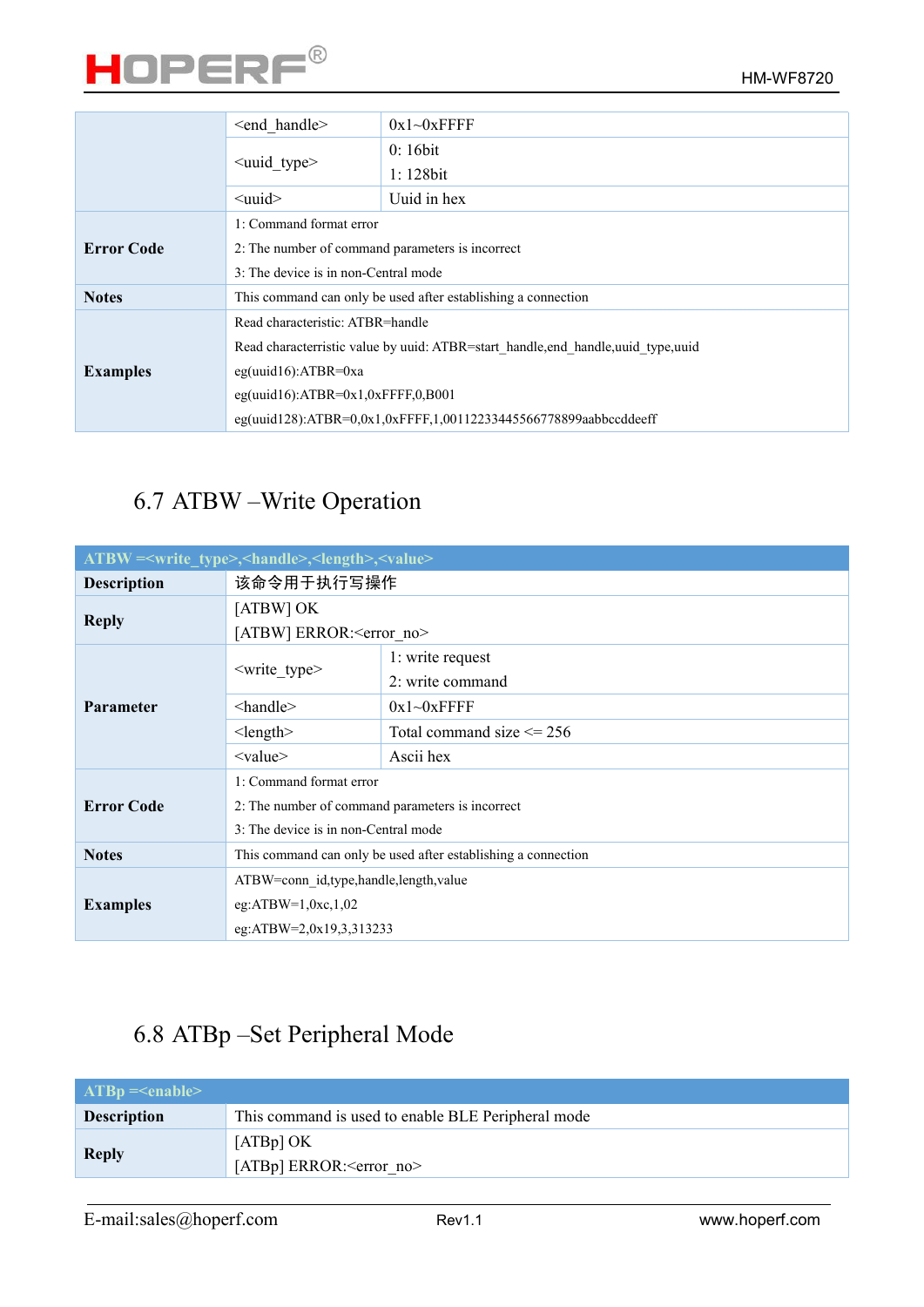| | | |
|---|---|---|
| | <end_handle> | 0x1~0xFFFF |
| | <uuid_type> | 0: 16bit<br>1: 128bit |
| | <uuid> | Uuid in hex |
| **Error Code** | 1: Command format error<br>2: The number of command parameters is incorrect<br>3: The device is in non-Central mode | |
| **Notes** | This command can only be used after establishing a connection | |
| **Examples** | Read characteristic: ATBR=handle<br>Read characterristic value by uuid: ATBR=start_handle,end_handle,uuid_type,uuid<br>eg(uuid16):ATBR=0xa<br>eg(uuid16):ATBR=0x1,0xFFFF,0,B001<br>eg(uuid128):ATBR=0,0x1,0xFFFF,1,00112233445566778899aabbccddeeff | |

## 6.7 ATBW –Write Operation

| ATBW =<write_type>,<handle>,<length>,<value> | | |
|---|---|---|
| **Description** | 该命令用于执行写操作 | |
| **Reply** | [ATBW] OK<br>[ATBW] ERROR:<error_no> | |
| **Parameter** | <write_type> | 1: write request<br>2: write command |
| | <handle> | 0x1~0xFFFF |
| | <length> | Total command size <= 256 |
| | <value> | Ascii hex |
| **Error Code** | 1: Command format error<br>2: The number of command parameters is incorrect<br>3: The device is in non-Central mode | |
| **Notes** | This command can only be used after establishing a connection | |
| **Examples** | ATBW=conn_id,type,handle,length,value<br>eg:ATBW=1,0xc,1,02<br>eg:ATBW=2,0x19,3,313233 | |

## 6.8 ATBp –Set Peripheral Mode

| ATBp =<enable> | |
|---|---|
| **Description** | This command is used to enable BLE Peripheral mode |
| **Reply** | [ATBp] OK<br>[ATBp] ERROR:<error_no> |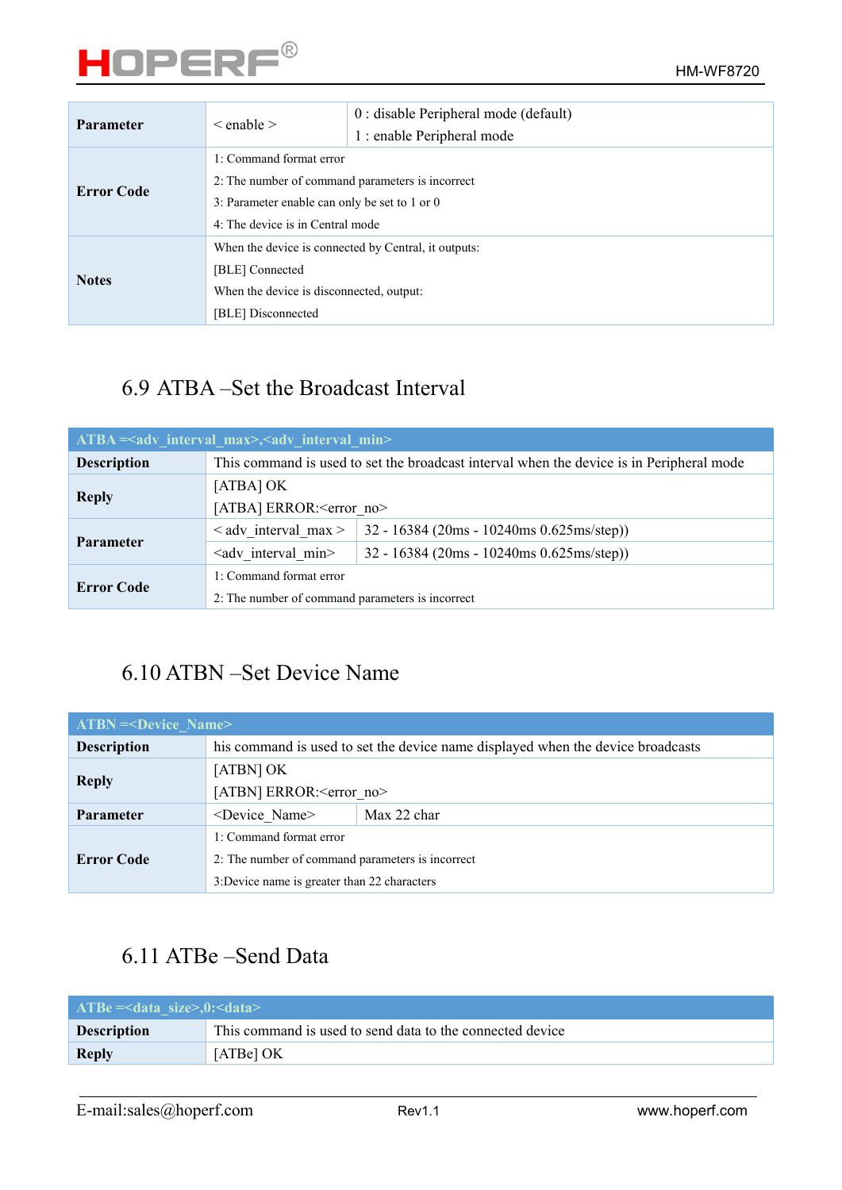| Parameter | < enable > | 0 : disable Peripheral mode (default)<br>1 : enable Peripheral mode |
|---|---|---|
| Error Code | 1: Command format error<br>2: The number of command parameters is incorrect<br>3: Parameter enable can only be set to 1 or 0<br>4: The device is in Central mode | |
| Notes | When the device is connected by Central, it outputs:<br>[BLE] Connected<br>When the device is disconnected, output:<br>[BLE] Disconnected | |

## 6.9 ATBA –Set the Broadcast Interval

| ATBA =<adv_interval_max>,<adv_interval_min> | | |
|---|---|---|
| Description | This command is used to set the broadcast interval when the device is in Peripheral mode | |
| Reply | [ATBA] OK<br>[ATBA] ERROR:<error_no> | |
| Parameter | < adv_interval_max > | 32 - 16384 (20ms - 10240ms 0.625ms/step)) |
| | <adv_interval_min> | 32 - 16384 (20ms - 10240ms 0.625ms/step)) |
| Error Code | 1: Command format error<br>2: The number of command parameters is incorrect | |

## 6.10 ATBN –Set Device Name

| ATBN =<Device_Name> | | |
|---|---|---|
| Description | his command is used to set the device name displayed when the device broadcasts | |
| Reply | [ATBN] OK<br>[ATBN] ERROR:<error_no> | |
| Parameter | <Device_Name> | Max 22 char |
| Error Code | 1: Command format error<br>2: The number of command parameters is incorrect<br>3:Device name is greater than 22 characters | |

## 6.11 ATBe –Send Data

| ATBe =<data_size>,0:<data> | |
|---|---|
| Description | This command is used to send data to the connected device |
| Reply | [ATBe] OK |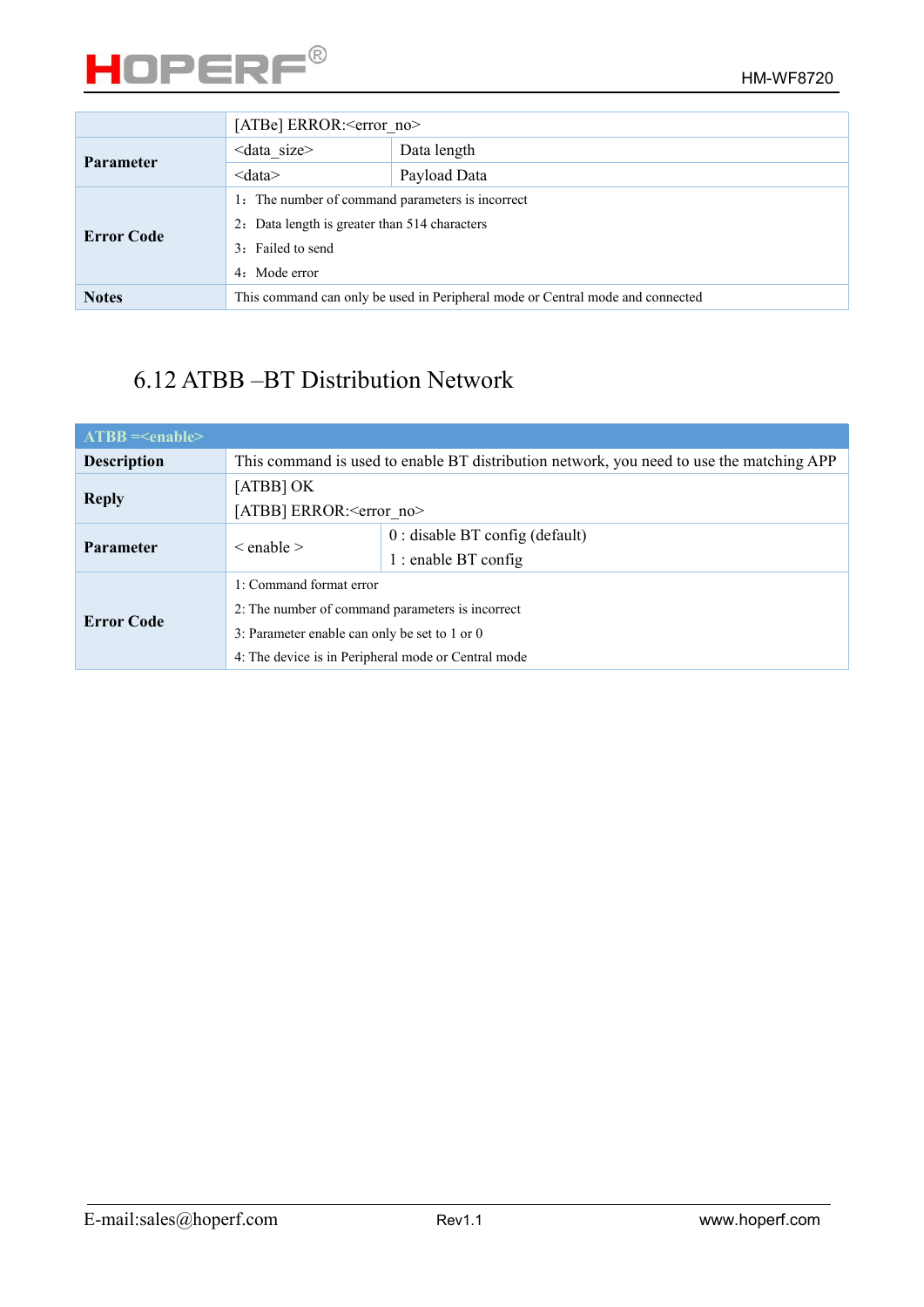| | | |
|---|---|---|
| | [ATBe] ERROR:<error_no> | |
| Parameter | <data_size> | Data length |
| | <data> | Payload Data |
| Error Code | 1：The number of command parameters is incorrect<br>2：Data length is greater than 514 characters<br>3：Failed to send<br>4：Mode error | |
| Notes | This command can only be used in Peripheral mode or Central mode and connected | |

## 6.12 ATBB –BT Distribution Network

| ATBB =<enable> | | |
|---|---|---|
| Description | This command is used to enable BT distribution network, you need to use the matching APP | |
| Reply | [ATBB] OK<br>[ATBB] ERROR:<error_no> | |
| Parameter | < enable > | 0 : disable BT config (default)<br>1 : enable BT config |
| Error Code | 1: Command format error<br>2: The number of command parameters is incorrect<br>3: Parameter enable can only be set to 1 or 0<br>4: The device is in Peripheral mode or Central mode | |